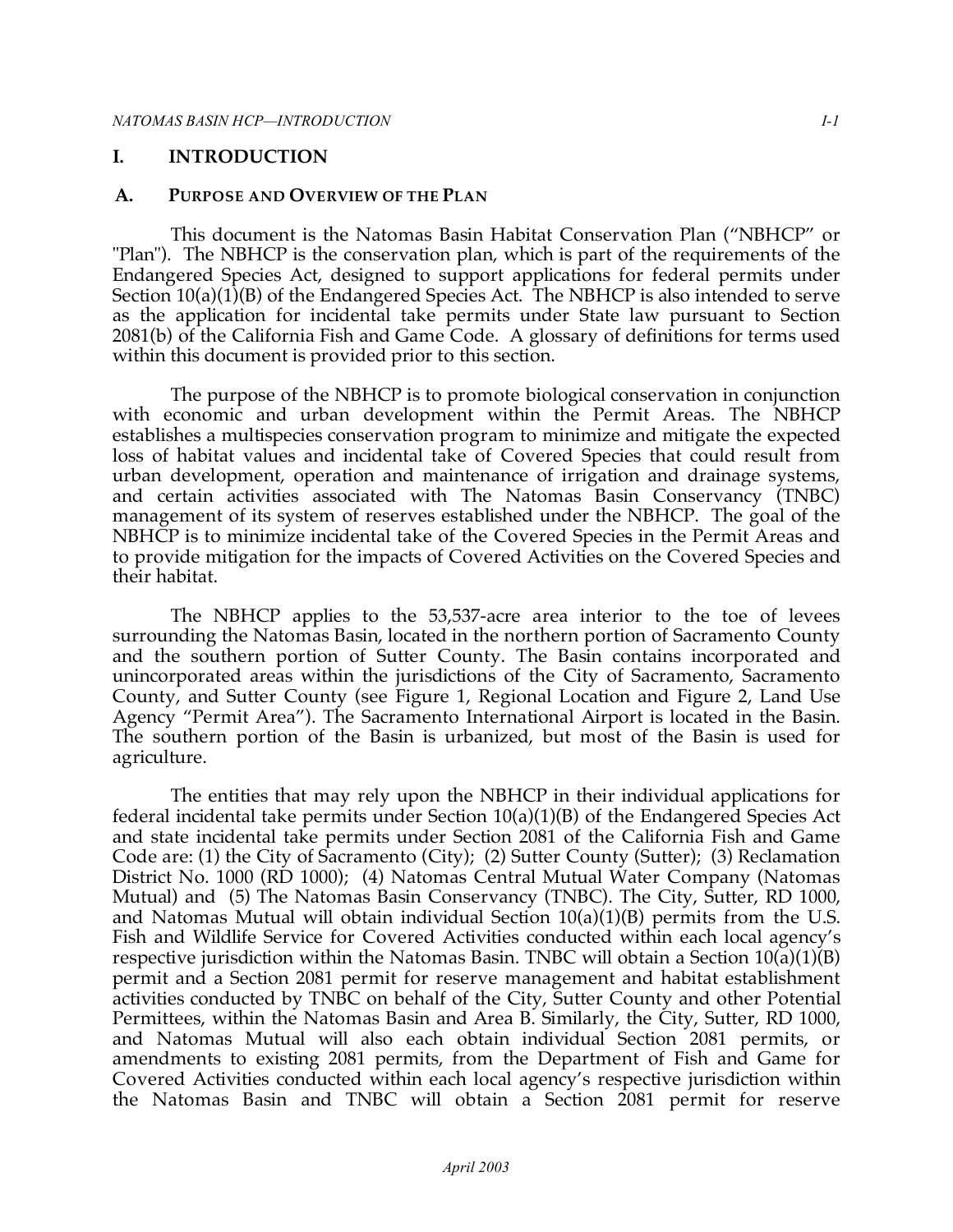# I. INTRODUCTION

## A. PURPOSE AND OVERVIEW OF THE PLAN

This document is the Natomas Basin Habitat Conservation Plan ("NBHCP" or "Plan"). The NBHCP is the conservation plan, which is part of the requirements of the Endangered Species Act, designed to support applications for federal permits under Section 10(a)(1)(B) of the Endangered Species Act. The NBHCP is also intended to serve as the application for incidental take permits under State law pursuant to Section 2081(b) of the California Fish and Game Code. A glossary of definitions for terms used within this document is provided prior to this section.

The purpose of the NBHCP is to promote biological conservation in conjunction with economic and urban development within the Permit Areas. The NBHCP establishes a multispecies conservation program to minimize and mitigate the expected loss of habitat values and incidental take of Covered Species that could result from urban development, operation and maintenance of irrigation and drainage systems, and certain activities associated with The Natomas Basin Conservancy (TNBC) management of its system of reserves established under the NBHCP. The goal of the NBHCP is to minimize incidental take of the Covered Species in the Permit Areas and to provide mitigation for the impacts of Covered Activities on the Covered Species and their habitat.

The NBHCP applies to the 53,537-acre area interior to the toe of levees surrounding the Natomas Basin, located in the northern portion of Sacramento County and the southern portion of Sutter County. The Basin contains incorporated and unincorporated areas within the jurisdictions of the City of Sacramento, Sacramento County, and Sutter County (see Figure 1, Regional Location and Figure 2, Land Use Agency "Permit Area"). The Sacramento International Airport is located in the Basin. The southern portion of the Basin is urbanized, but most of the Basin is used for agriculture.

The entities that may rely upon the NBHCP in their individual applications for federal incidental take permits under Section 10(a)(1)(B) of the Endangered Species Act and state incidental take permits under Section 2081 of the California Fish and Game Code are: (1) the City of Sacramento (City); (2) Sutter County (Sutter); (3) Reclamation District No. 1000 (RD 1000); (4) Natomas Central Mutual Water Company (Natomas Mutual) and (5) The Natomas Basin Conservancy (TNBC). The City, Sutter, RD 1000, and Natomas Mutual will obtain individual Section 10(a)(1)(B) permits from the U.S. Fish and Wildlife Service for Covered Activities conducted within each local agency's respective jurisdiction within the Natomas Basin. TNBC will obtain a Section 10(a)(1)(B) permit and a Section 2081 permit for reserve management and habitat establishment activities conducted by TNBC on behalf of the City, Sutter County and other Potential Permittees, within the Natomas Basin and Area B. Similarly, the City, Sutter, RD 1000, and Natomas Mutual will also each obtain individual Section 2081 permits, or amendments to existing 2081 permits, from the Department of Fish and Game for Covered Activities conducted within each local agency's respective jurisdiction within the Natomas Basin and TNBC will obtain a Section 2081 permit for reserve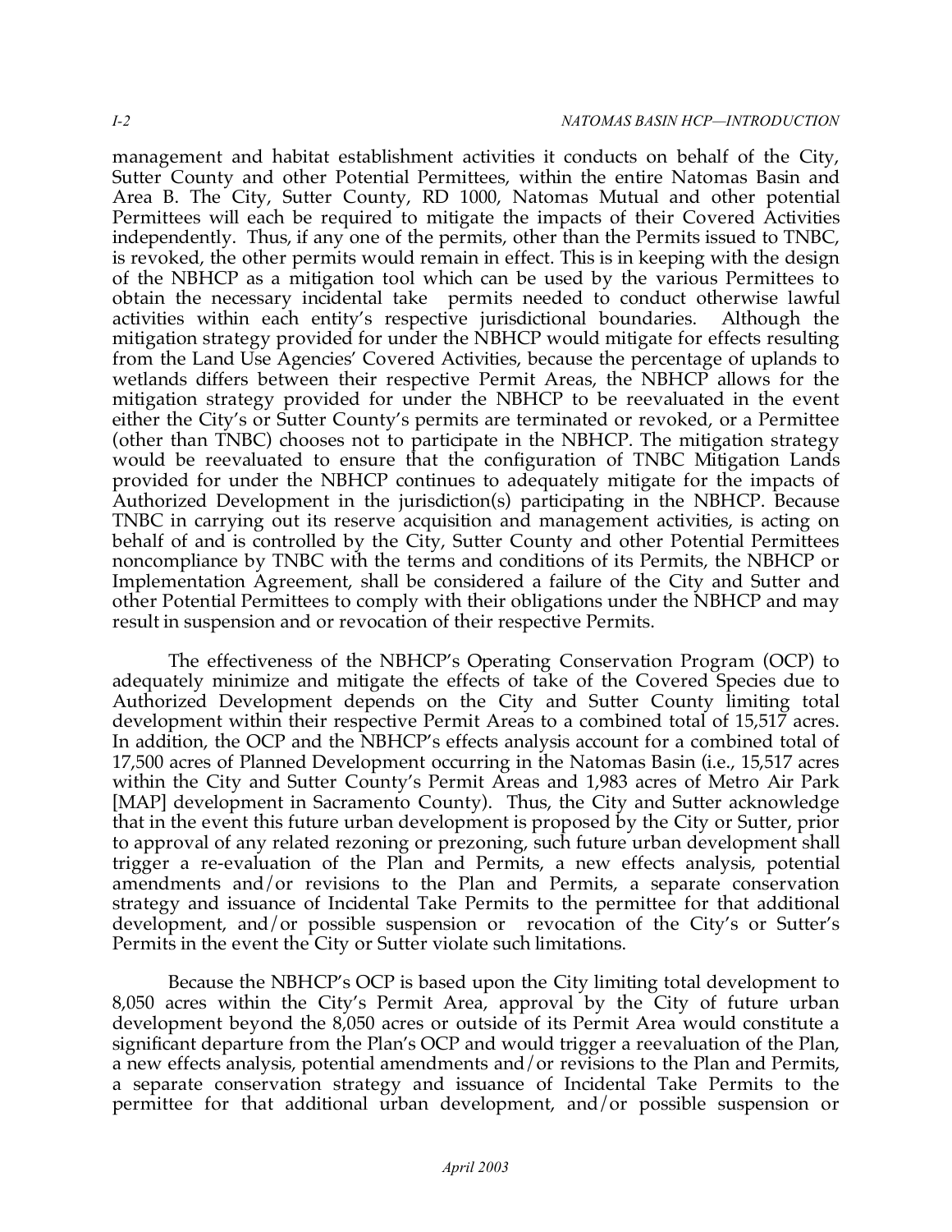management and habitat establishment activities it conducts on behalf of the City, Sutter County and other Potential Permittees, within the entire Natomas Basin and Area B. The City, Sutter County, RD 1000, Natomas Mutual and other potential Permittees will each be required to mitigate the impacts of their Covered Activities independently. Thus, if any one of the permits, other than the Permits issued to TNBC, is revoked, the other permits would remain in effect. This is in keeping with the design of the NBHCP as a mitigation tool which can be used by the various Permittees to obtain the necessary incidental take permits needed to conduct otherwise lawful activities within each entity's respective jurisdictional boundaries. Although the mitigation strategy provided for under the NBHCP would mitigate for effects resulting from the Land Use Agencies' Covered Activities, because the percentage of uplands to wetlands differs between their respective Permit Areas, the NBHCP allows for the mitigation strategy provided for under the NBHCP to be reevaluated in the event either the City's or Sutter County's permits are terminated or revoked, or a Permittee (other than TNBC) chooses not to participate in the NBHCP. The mitigation strategy would be reevaluated to ensure that the configuration of TNBC Mitigation Lands provided for under the NBHCP continues to adequately mitigate for the impacts of Authorized Development in the jurisdiction(s) participating in the NBHCP. Because TNBC in carrying out its reserve acquisition and management activities, is acting on behalf of and is controlled by the City, Sutter County and other Potential Permittees noncompliance by TNBC with the terms and conditions of its Permits, the NBHCP or Implementation Agreement, shall be considered a failure of the City and Sutter and other Potential Permittees to comply with their obligations under the NBHCP and may result in suspension and or revocation of their respective Permits.

The effectiveness of the NBHCP's Operating Conservation Program (OCP) to adequately minimize and mitigate the effects of take of the Covered Species due to Authorized Development depends on the City and Sutter County limiting total development within their respective Permit Areas to a combined total of 15,517 acres. In addition, the OCP and the NBHCP's effects analysis account for a combined total of 17,500 acres of Planned Development occurring in the Natomas Basin (i.e., 15,517 acres within the City and Sutter County's Permit Areas and 1,983 acres of Metro Air Park [MAP] development in Sacramento County). Thus, the City and Sutter acknowledge that in the event this future urban development is proposed by the City or Sutter, prior to approval of any related rezoning or prezoning, such future urban development shall trigger a re-evaluation of the Plan and Permits, a new effects analysis, potential amendments and/or revisions to the Plan and Permits, a separate conservation strategy and issuance of Incidental Take Permits to the permittee for that additional development, and/or possible suspension or revocation of the City's or Sutter's Permits in the event the City or Sutter violate such limitations.

Because the NBHCP's OCP is based upon the City limiting total development to 8,050 acres within the City's Permit Area, approval by the City of future urban development beyond the 8,050 acres or outside of its Permit Area would constitute a significant departure from the Plan's OCP and would trigger a reevaluation of the Plan, a new effects analysis, potential amendments and/or revisions to the Plan and Permits, a separate conservation strategy and issuance of Incidental Take Permits to the permittee for that additional urban development, and/or possible suspension or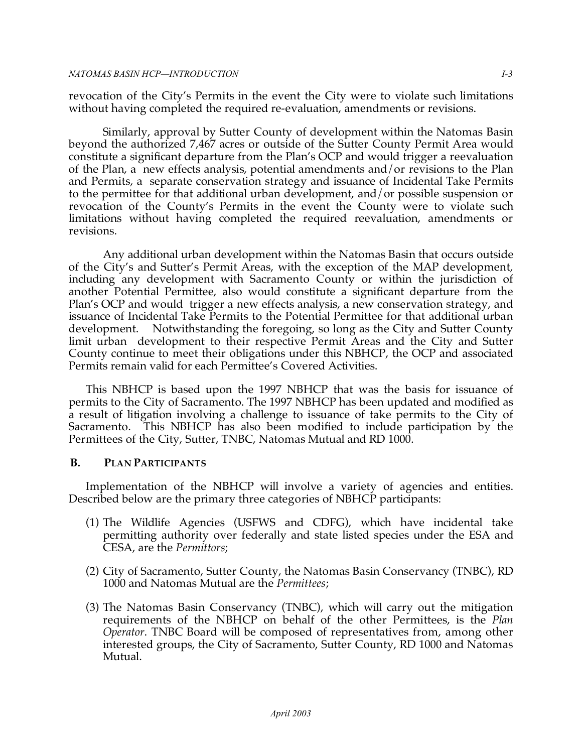revocation of the City's Permits in the event the City were to violate such limitations without having completed the required re-evaluation, amendments or revisions.

Similarly, approval by Sutter County of development within the Natomas Basin beyond the authorized 7,467 acres or outside of the Sutter County Permit Area would constitute a significant departure from the Plan's OCP and would trigger a reevaluation of the Plan, a new effects analysis, potential amendments and/or revisions to the Plan and Permits, a separate conservation strategy and issuance of Incidental Take Permits to the permittee for that additional urban development, and/or possible suspension or revocation of the County's Permits in the event the County were to violate such limitations without having completed the required reevaluation, amendments or revisions.

Any additional urban development within the Natomas Basin that occurs outside of the City's and Sutter's Permit Areas, with the exception of the MAP development, including any development with Sacramento County or within the jurisdiction of another Potential Permittee, also would constitute a significant departure from the Plan's OCP and would trigger a new effects analysis, a new conservation strategy, and issuance of Incidental Take Permits to the Potential Permittee for that additional urban development. Notwithstanding the foregoing, so long as the City and Sutter County limit urban development to their respective Permit Areas and the City and Sutter County continue to meet their obligations under this NBHCP, the OCP and associated Permits remain valid for each Permittee's Covered Activities.

This NBHCP is based upon the 1997 NBHCP that was the basis for issuance of permits to the City of Sacramento. The 1997 NBHCP has been updated and modified as a result of litigation involving a challenge to issuance of take permits to the City of Sacramento. This NBHCP has also been modified to include participation by the Permittees of the City, Sutter, TNBC, Natomas Mutual and RD 1000.

## B. Plan Participants

Implementation of the NBHCP will involve a variety of agencies and entities. Described below are the primary three categories of NBHCP participants:

(1) The Wildlife Agencies (USFWS and CDFG), which have incidental take permitting authority over federally and state listed species under the ESA and CESA, are the *Permittors*;

(2) City of Sacramento, Sutter County, the Natomas Basin Conservancy (TNBC), RD 1000 and Natomas Mutual are the *Permittees*;

(3) The Natomas Basin Conservancy (TNBC), which will carry out the mitigation requirements of the NBHCP on behalf of the other Permittees, is the *Plan Operator*. TNBC Board will be composed of representatives from, among other interested groups, the City of Sacramento, Sutter County, RD 1000 and Natomas Mutual.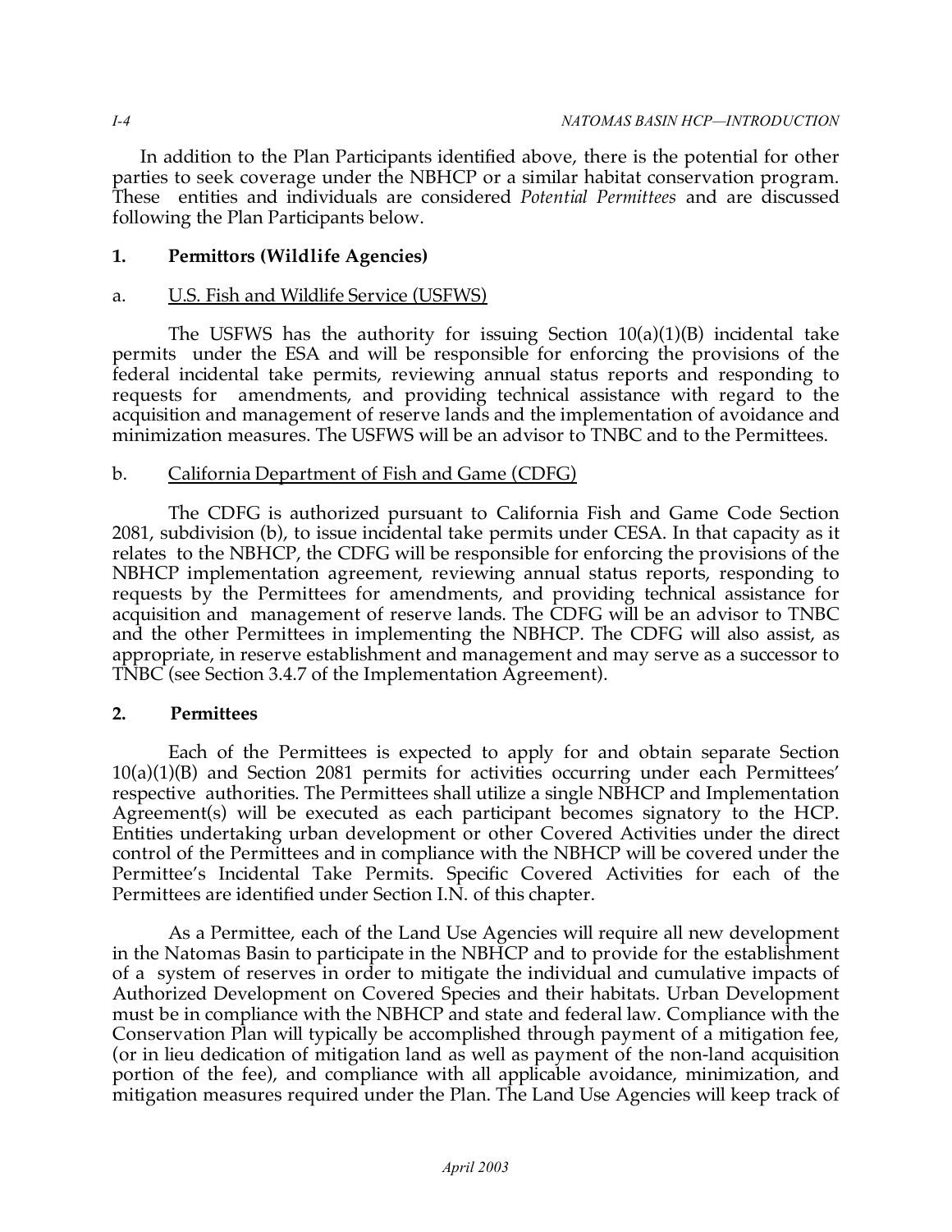In addition to the Plan Participants identified above, there is the potential for other parties to seek coverage under the NBHCP or a similar habitat conservation program. These entities and individuals are considered *Potential Permittees* and are discussed following the Plan Participants below.

### 1. Permittors (Wildlife Agencies)

#### a. U.S. Fish and Wildlife Service (USFWS)

The USFWS has the authority for issuing Section 10(a)(1)(B) incidental take permits under the ESA and will be responsible for enforcing the provisions of the federal incidental take permits, reviewing annual status reports and responding to requests for amendments, and providing technical assistance with regard to the acquisition and management of reserve lands and the implementation of avoidance and minimization measures. The USFWS will be an advisor to TNBC and to the Permittees.

#### b. California Department of Fish and Game (CDFG)

The CDFG is authorized pursuant to California Fish and Game Code Section 2081, subdivision (b), to issue incidental take permits under CESA. In that capacity as it relates to the NBHCP, the CDFG will be responsible for enforcing the provisions of the NBHCP implementation agreement, reviewing annual status reports, responding to requests by the Permittees for amendments, and providing technical assistance for acquisition and management of reserve lands. The CDFG will be an advisor to TNBC and the other Permittees in implementing the NBHCP. The CDFG will also assist, as appropriate, in reserve establishment and management and may serve as a successor to TNBC (see Section 3.4.7 of the Implementation Agreement).

### 2. Permittees

Each of the Permittees is expected to apply for and obtain separate Section 10(a)(1)(B) and Section 2081 permits for activities occurring under each Permittees' respective authorities. The Permittees shall utilize a single NBHCP and Implementation Agreement(s) will be executed as each participant becomes signatory to the HCP. Entities undertaking urban development or other Covered Activities under the direct control of the Permittees and in compliance with the NBHCP will be covered under the Permittee's Incidental Take Permits. Specific Covered Activities for each of the Permittees are identified under Section I.N. of this chapter.

As a Permittee, each of the Land Use Agencies will require all new development in the Natomas Basin to participate in the NBHCP and to provide for the establishment of a system of reserves in order to mitigate the individual and cumulative impacts of Authorized Development on Covered Species and their habitats. Urban Development must be in compliance with the NBHCP and state and federal law. Compliance with the Conservation Plan will typically be accomplished through payment of a mitigation fee, (or in lieu dedication of mitigation land as well as payment of the non-land acquisition portion of the fee), and compliance with all applicable avoidance, minimization, and mitigation measures required under the Plan. The Land Use Agencies will keep track of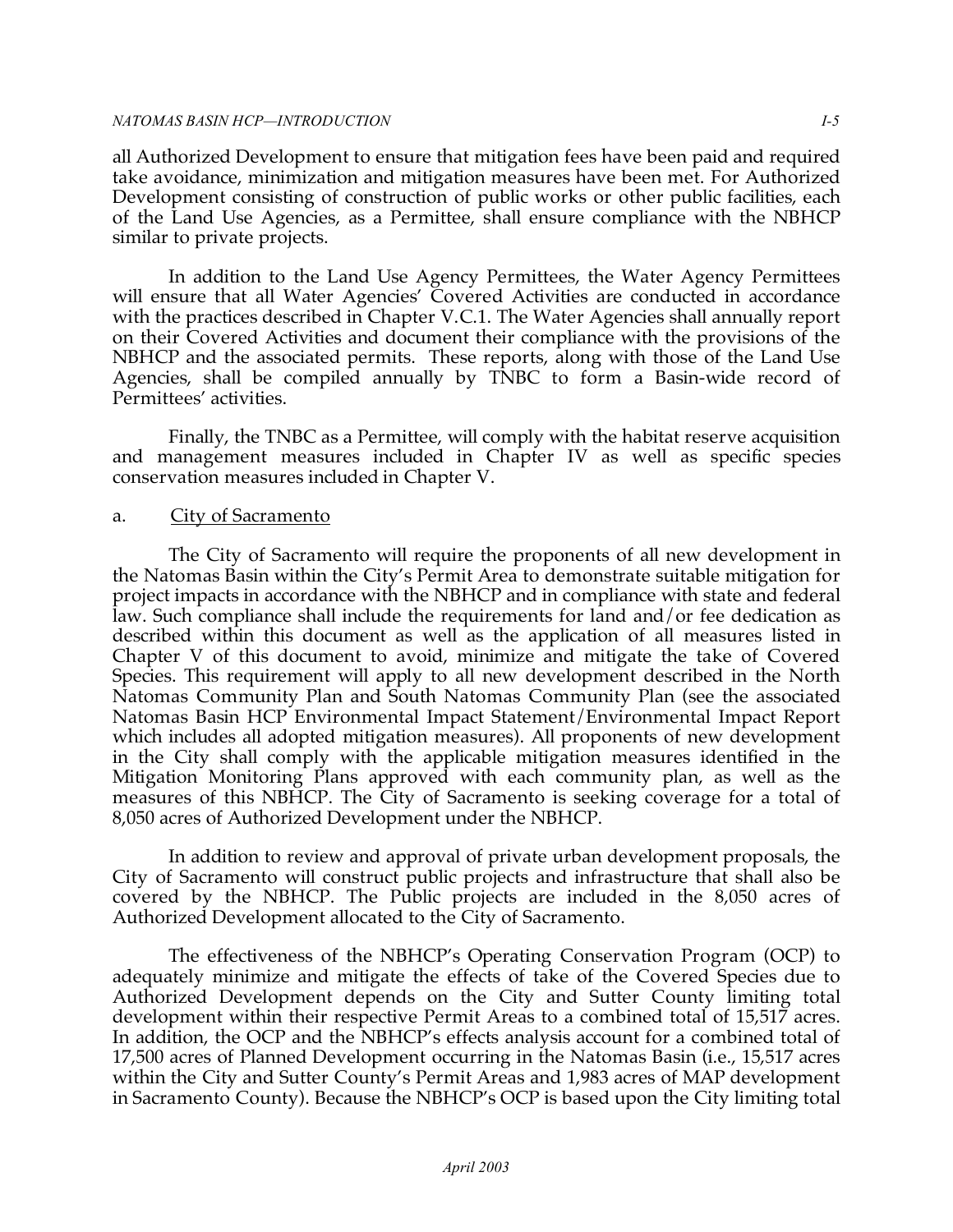all Authorized Development to ensure that mitigation fees have been paid and required take avoidance, minimization and mitigation measures have been met. For Authorized Development consisting of construction of public works or other public facilities, each of the Land Use Agencies, as a Permittee, shall ensure compliance with the NBHCP similar to private projects.

In addition to the Land Use Agency Permittees, the Water Agency Permittees will ensure that all Water Agencies' Covered Activities are conducted in accordance with the practices described in Chapter V.C.1. The Water Agencies shall annually report on their Covered Activities and document their compliance with the provisions of the NBHCP and the associated permits. These reports, along with those of the Land Use Agencies, shall be compiled annually by TNBC to form a Basin-wide record of Permittees' activities.

Finally, the TNBC as a Permittee, will comply with the habitat reserve acquisition and management measures included in Chapter IV as well as specific species conservation measures included in Chapter V.

a. <u>City of Sacramento</u>

The City of Sacramento will require the proponents of all new development in the Natomas Basin within the City's Permit Area to demonstrate suitable mitigation for project impacts in accordance with the NBHCP and in compliance with state and federal law. Such compliance shall include the requirements for land and/or fee dedication as described within this document as well as the application of all measures listed in Chapter V of this document to avoid, minimize and mitigate the take of Covered Species. This requirement will apply to all new development described in the North Natomas Community Plan and South Natomas Community Plan (see the associated Natomas Basin HCP Environmental Impact Statement/Environmental Impact Report which includes all adopted mitigation measures). All proponents of new development in the City shall comply with the applicable mitigation measures identified in the Mitigation Monitoring Plans approved with each community plan, as well as the measures of this NBHCP. The City of Sacramento is seeking coverage for a total of 8,050 acres of Authorized Development under the NBHCP.

In addition to review and approval of private urban development proposals, the City of Sacramento will construct public projects and infrastructure that shall also be covered by the NBHCP. The Public projects are included in the 8,050 acres of Authorized Development allocated to the City of Sacramento.

The effectiveness of the NBHCP's Operating Conservation Program (OCP) to adequately minimize and mitigate the effects of take of the Covered Species due to Authorized Development depends on the City and Sutter County limiting total development within their respective Permit Areas to a combined total of 15,517 acres. In addition, the OCP and the NBHCP's effects analysis account for a combined total of 17,500 acres of Planned Development occurring in the Natomas Basin (i.e., 15,517 acres within the City and Sutter County's Permit Areas and 1,983 acres of MAP development in Sacramento County). Because the NBHCP's OCP is based upon the City limiting total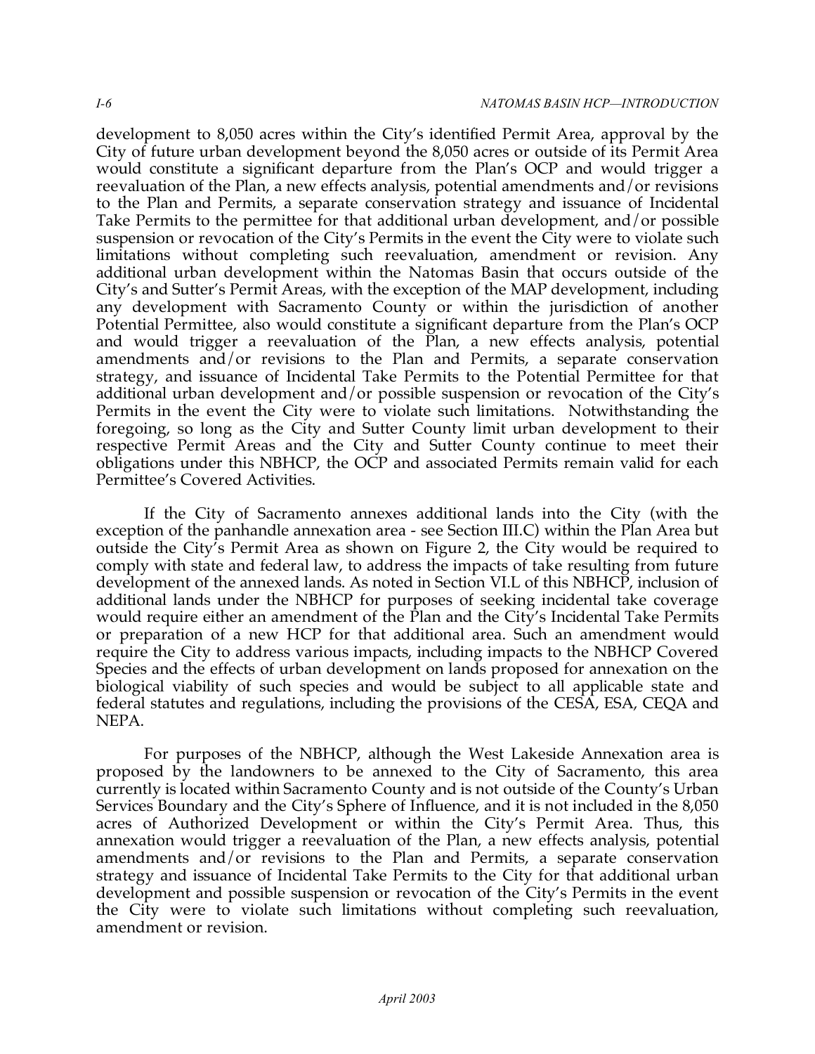development to 8,050 acres within the City's identified Permit Area, approval by the City of future urban development beyond the 8,050 acres or outside of its Permit Area would constitute a significant departure from the Plan's OCP and would trigger a reevaluation of the Plan, a new effects analysis, potential amendments and/or revisions to the Plan and Permits, a separate conservation strategy and issuance of Incidental Take Permits to the permittee for that additional urban development, and/or possible suspension or revocation of the City's Permits in the event the City were to violate such limitations without completing such reevaluation, amendment or revision. Any additional urban development within the Natomas Basin that occurs outside of the City's and Sutter's Permit Areas, with the exception of the MAP development, including any development with Sacramento County or within the jurisdiction of another Potential Permittee, also would constitute a significant departure from the Plan's OCP and would trigger a reevaluation of the Plan, a new effects analysis, potential amendments and/or revisions to the Plan and Permits, a separate conservation strategy, and issuance of Incidental Take Permits to the Potential Permittee for that additional urban development and/or possible suspension or revocation of the City's Permits in the event the City were to violate such limitations. Notwithstanding the foregoing, so long as the City and Sutter County limit urban development to their respective Permit Areas and the City and Sutter County continue to meet their obligations under this NBHCP, the OCP and associated Permits remain valid for each Permittee's Covered Activities.

If the City of Sacramento annexes additional lands into the City (with the exception of the panhandle annexation area - see Section III.C) within the Plan Area but outside the City's Permit Area as shown on Figure 2, the City would be required to comply with state and federal law, to address the impacts of take resulting from future development of the annexed lands. As noted in Section VI.L of this NBHCP, inclusion of additional lands under the NBHCP for purposes of seeking incidental take coverage would require either an amendment of the Plan and the City's Incidental Take Permits or preparation of a new HCP for that additional area. Such an amendment would require the City to address various impacts, including impacts to the NBHCP Covered Species and the effects of urban development on lands proposed for annexation on the biological viability of such species and would be subject to all applicable state and federal statutes and regulations, including the provisions of the CESA, ESA, CEQA and NEPA.

For purposes of the NBHCP, although the West Lakeside Annexation area is proposed by the landowners to be annexed to the City of Sacramento, this area currently is located within Sacramento County and is not outside of the County's Urban Services Boundary and the City's Sphere of Influence, and it is not included in the 8,050 acres of Authorized Development or within the City's Permit Area. Thus, this annexation would trigger a reevaluation of the Plan, a new effects analysis, potential amendments and/or revisions to the Plan and Permits, a separate conservation strategy and issuance of Incidental Take Permits to the City for that additional urban development and possible suspension or revocation of the City's Permits in the event the City were to violate such limitations without completing such reevaluation, amendment or revision.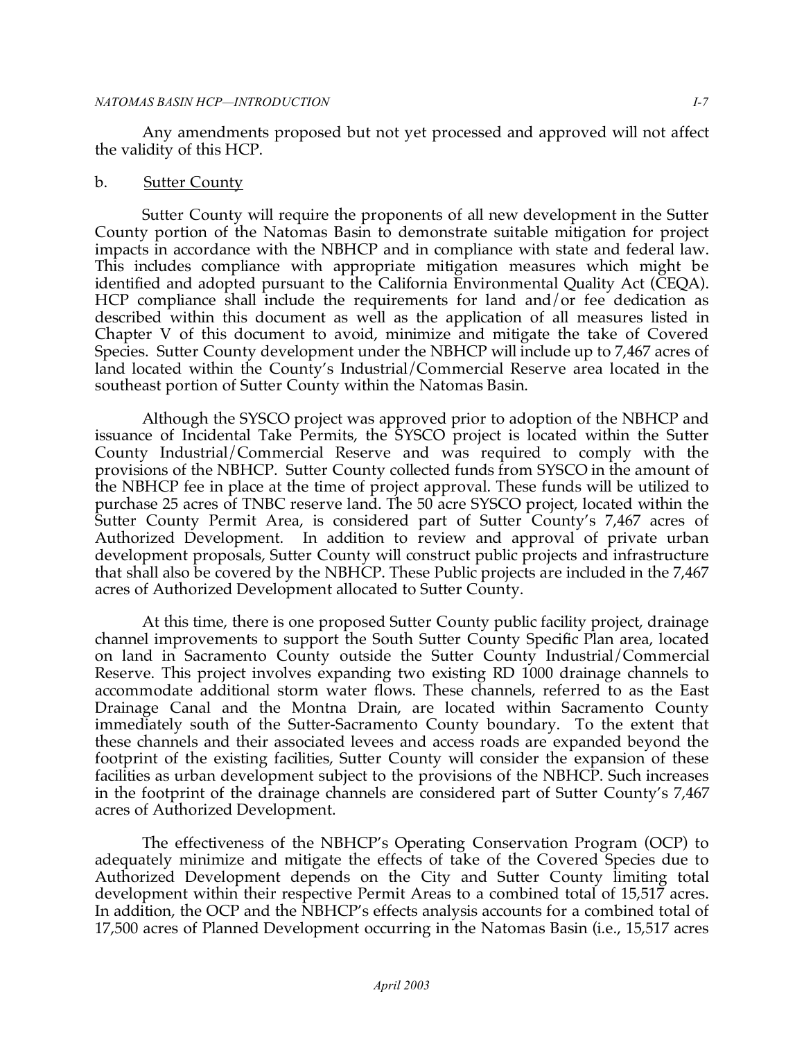Any amendments proposed but not yet processed and approved will not affect the validity of this HCP.

b. <u>Sutter County</u>

Sutter County will require the proponents of all new development in the Sutter County portion of the Natomas Basin to demonstrate suitable mitigation for project impacts in accordance with the NBHCP and in compliance with state and federal law. This includes compliance with appropriate mitigation measures which might be identified and adopted pursuant to the California Environmental Quality Act (CEQA). HCP compliance shall include the requirements for land and/or fee dedication as described within this document as well as the application of all measures listed in Chapter V of this document to avoid, minimize and mitigate the take of Covered Species. Sutter County development under the NBHCP will include up to 7,467 acres of land located within the County's Industrial/Commercial Reserve area located in the southeast portion of Sutter County within the Natomas Basin.

Although the SYSCO project was approved prior to adoption of the NBHCP and issuance of Incidental Take Permits, the SYSCO project is located within the Sutter County Industrial/Commercial Reserve and was required to comply with the provisions of the NBHCP. Sutter County collected funds from SYSCO in the amount of the NBHCP fee in place at the time of project approval. These funds will be utilized to purchase 25 acres of TNBC reserve land. The 50 acre SYSCO project, located within the Sutter County Permit Area, is considered part of Sutter County's 7,467 acres of Authorized Development. In addition to review and approval of private urban development proposals, Sutter County will construct public projects and infrastructure that shall also be covered by the NBHCP. These Public projects are included in the 7,467 acres of Authorized Development allocated to Sutter County.

At this time, there is one proposed Sutter County public facility project, drainage channel improvements to support the South Sutter County Specific Plan area, located on land in Sacramento County outside the Sutter County Industrial/Commercial Reserve. This project involves expanding two existing RD 1000 drainage channels to accommodate additional storm water flows. These channels, referred to as the East Drainage Canal and the Montna Drain, are located within Sacramento County immediately south of the Sutter-Sacramento County boundary. To the extent that these channels and their associated levees and access roads are expanded beyond the footprint of the existing facilities, Sutter County will consider the expansion of these facilities as urban development subject to the provisions of the NBHCP. Such increases in the footprint of the drainage channels are considered part of Sutter County's 7,467 acres of Authorized Development.

The effectiveness of the NBHCP's Operating Conservation Program (OCP) to adequately minimize and mitigate the effects of take of the Covered Species due to Authorized Development depends on the City and Sutter County limiting total development within their respective Permit Areas to a combined total of 15,517 acres. In addition, the OCP and the NBHCP's effects analysis accounts for a combined total of 17,500 acres of Planned Development occurring in the Natomas Basin (i.e., 15,517 acres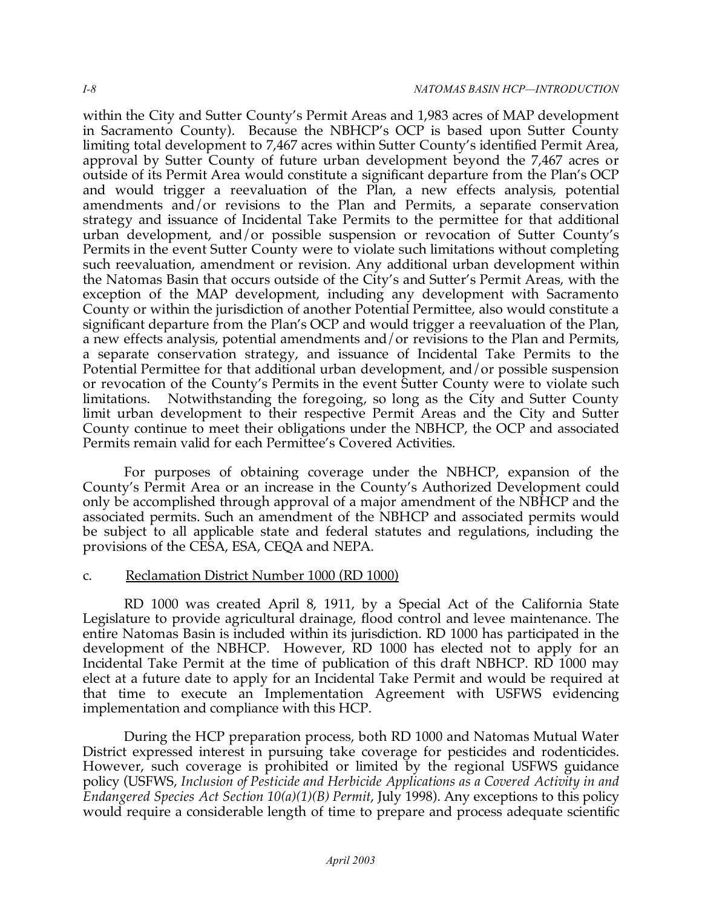within the City and Sutter County's Permit Areas and 1,983 acres of MAP development in Sacramento County). Because the NBHCP's OCP is based upon Sutter County limiting total development to 7,467 acres within Sutter County's identified Permit Area, approval by Sutter County of future urban development beyond the 7,467 acres or outside of its Permit Area would constitute a significant departure from the Plan's OCP and would trigger a reevaluation of the Plan, a new effects analysis, potential amendments and/or revisions to the Plan and Permits, a separate conservation strategy and issuance of Incidental Take Permits to the permittee for that additional urban development, and/or possible suspension or revocation of Sutter County's Permits in the event Sutter County were to violate such limitations without completing such reevaluation, amendment or revision. Any additional urban development within the Natomas Basin that occurs outside of the City's and Sutter's Permit Areas, with the exception of the MAP development, including any development with Sacramento County or within the jurisdiction of another Potential Permittee, also would constitute a significant departure from the Plan's OCP and would trigger a reevaluation of the Plan, a new effects analysis, potential amendments and/or revisions to the Plan and Permits, a separate conservation strategy, and issuance of Incidental Take Permits to the Potential Permittee for that additional urban development, and/or possible suspension or revocation of the County's Permits in the event Sutter County were to violate such limitations. Notwithstanding the foregoing, so long as the City and Sutter County limit urban development to their respective Permit Areas and the City and Sutter County continue to meet their obligations under the NBHCP, the OCP and associated Permits remain valid for each Permittee's Covered Activities.

For purposes of obtaining coverage under the NBHCP, expansion of the County's Permit Area or an increase in the County's Authorized Development could only be accomplished through approval of a major amendment of the NBHCP and the associated permits. Such an amendment of the NBHCP and associated permits would be subject to all applicable state and federal statutes and regulations, including the provisions of the CESA, ESA, CEQA and NEPA.

c. Reclamation District Number 1000 (RD 1000)

RD 1000 was created April 8, 1911, by a Special Act of the California State Legislature to provide agricultural drainage, flood control and levee maintenance. The entire Natomas Basin is included within its jurisdiction. RD 1000 has participated in the development of the NBHCP. However, RD 1000 has elected not to apply for an Incidental Take Permit at the time of publication of this draft NBHCP. RD 1000 may elect at a future date to apply for an Incidental Take Permit and would be required at that time to execute an Implementation Agreement with USFWS evidencing implementation and compliance with this HCP.

During the HCP preparation process, both RD 1000 and Natomas Mutual Water District expressed interest in pursuing take coverage for pesticides and rodenticides. However, such coverage is prohibited or limited by the regional USFWS guidance policy (USFWS, *Inclusion of Pesticide and Herbicide Applications as a Covered Activity in and Endangered Species Act Section 10(a)(1)(B) Permit*, July 1998). Any exceptions to this policy would require a considerable length of time to prepare and process adequate scientific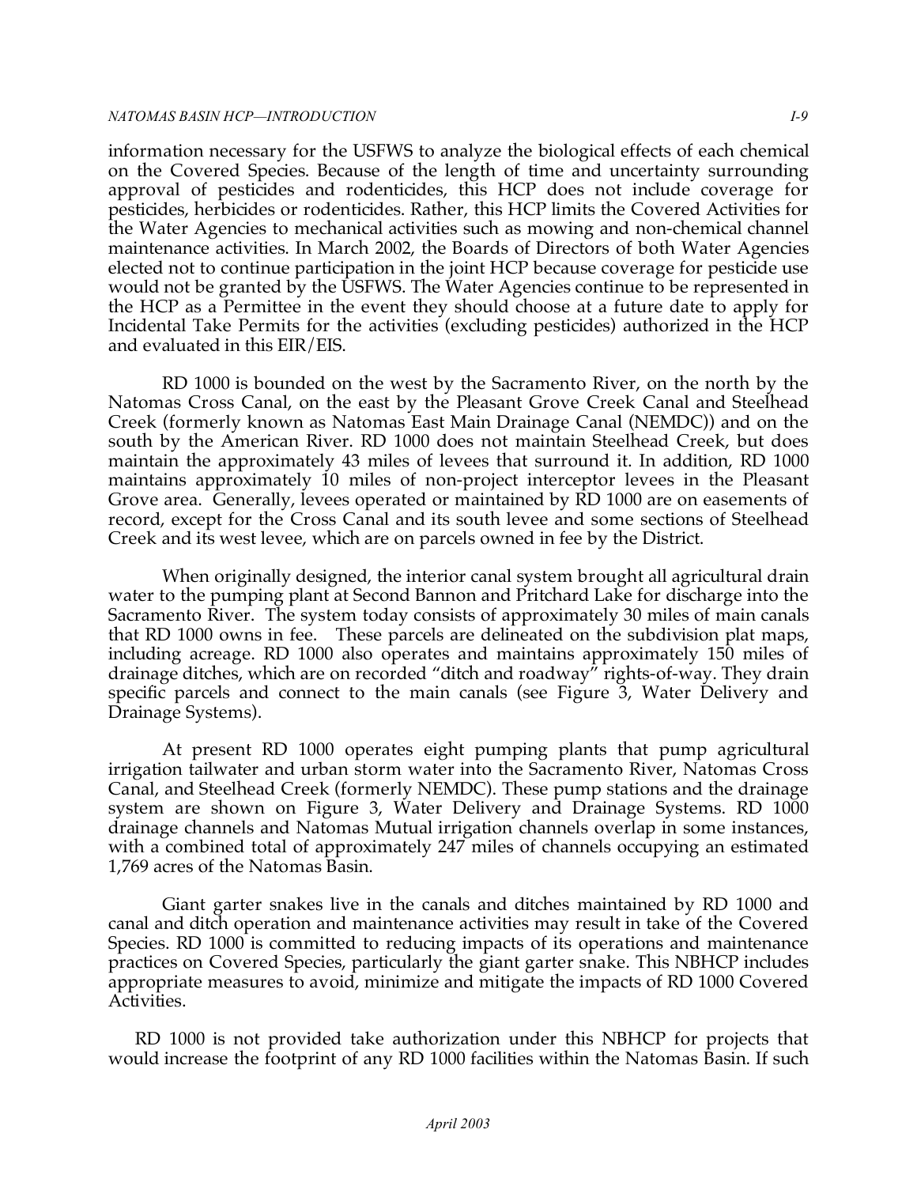information necessary for the USFWS to analyze the biological effects of each chemical on the Covered Species. Because of the length of time and uncertainty surrounding approval of pesticides and rodenticides, this HCP does not include coverage for pesticides, herbicides or rodenticides. Rather, this HCP limits the Covered Activities for the Water Agencies to mechanical activities such as mowing and non-chemical channel maintenance activities. In March 2002, the Boards of Directors of both Water Agencies elected not to continue participation in the joint HCP because coverage for pesticide use would not be granted by the USFWS. The Water Agencies continue to be represented in the HCP as a Permittee in the event they should choose at a future date to apply for Incidental Take Permits for the activities (excluding pesticides) authorized in the HCP and evaluated in this EIR/EIS.

RD 1000 is bounded on the west by the Sacramento River, on the north by the Natomas Cross Canal, on the east by the Pleasant Grove Creek Canal and Steelhead Creek (formerly known as Natomas East Main Drainage Canal (NEMDC)) and on the south by the American River. RD 1000 does not maintain Steelhead Creek, but does maintain the approximately 43 miles of levees that surround it. In addition, RD 1000 maintains approximately 10 miles of non-project interceptor levees in the Pleasant Grove area. Generally, levees operated or maintained by RD 1000 are on easements of record, except for the Cross Canal and its south levee and some sections of Steelhead Creek and its west levee, which are on parcels owned in fee by the District.

When originally designed, the interior canal system brought all agricultural drain water to the pumping plant at Second Bannon and Pritchard Lake for discharge into the Sacramento River. The system today consists of approximately 30 miles of main canals that RD 1000 owns in fee. These parcels are delineated on the subdivision plat maps, including acreage. RD 1000 also operates and maintains approximately 150 miles of drainage ditches, which are on recorded "ditch and roadway" rights-of-way. They drain specific parcels and connect to the main canals (see Figure 3, Water Delivery and Drainage Systems).

At present RD 1000 operates eight pumping plants that pump agricultural irrigation tailwater and urban storm water into the Sacramento River, Natomas Cross Canal, and Steelhead Creek (formerly NEMDC). These pump stations and the drainage system are shown on Figure 3, Water Delivery and Drainage Systems. RD 1000 drainage channels and Natomas Mutual irrigation channels overlap in some instances, with a combined total of approximately 247 miles of channels occupying an estimated 1,769 acres of the Natomas Basin.

Giant garter snakes live in the canals and ditches maintained by RD 1000 and canal and ditch operation and maintenance activities may result in take of the Covered Species. RD 1000 is committed to reducing impacts of its operations and maintenance practices on Covered Species, particularly the giant garter snake. This NBHCP includes appropriate measures to avoid, minimize and mitigate the impacts of RD 1000 Covered Activities.

RD 1000 is not provided take authorization under this NBHCP for projects that would increase the footprint of any RD 1000 facilities within the Natomas Basin. If such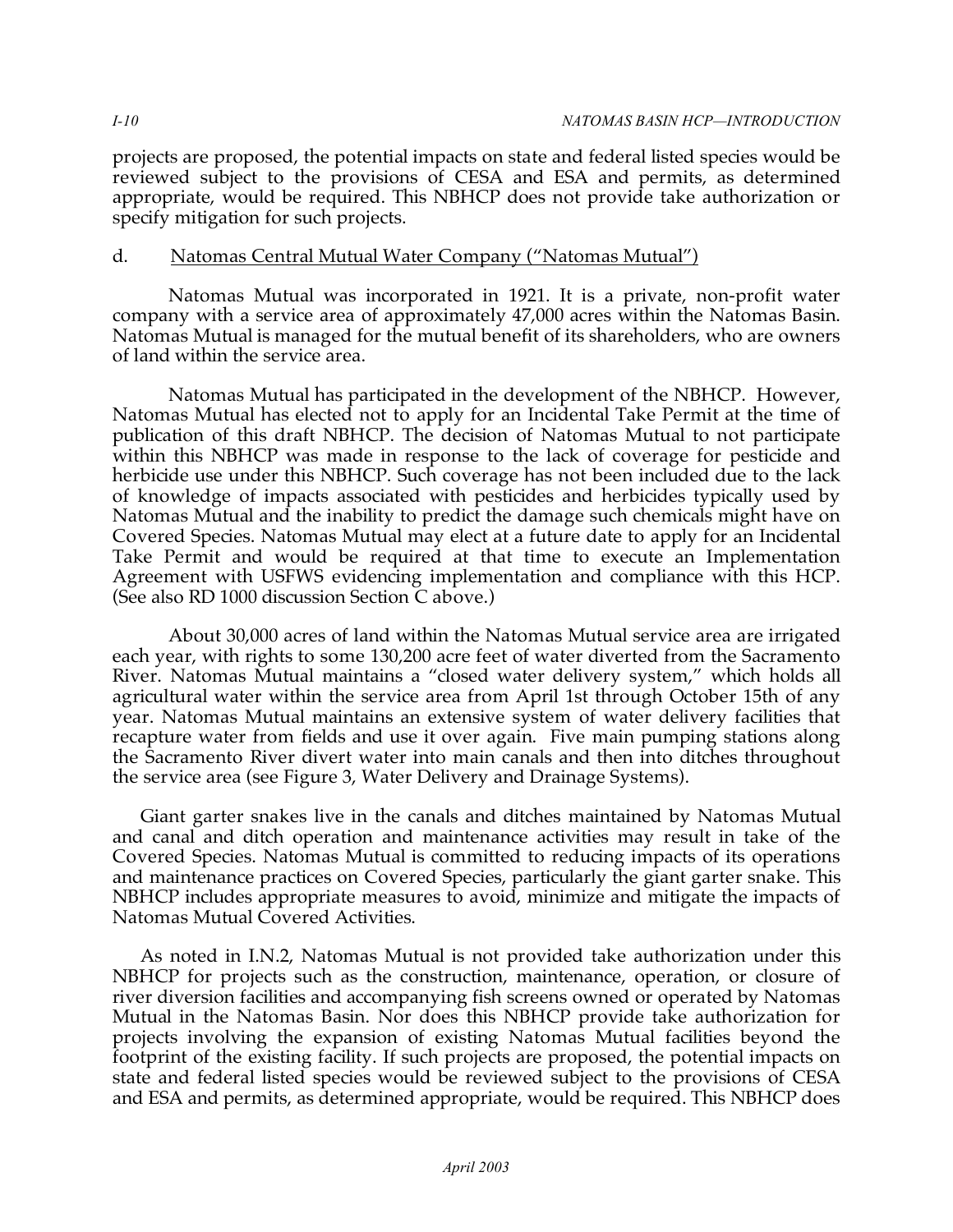projects are proposed, the potential impacts on state and federal listed species would be reviewed subject to the provisions of CESA and ESA and permits, as determined appropriate, would be required. This NBHCP does not provide take authorization or specify mitigation for such projects.

d. Natomas Central Mutual Water Company ("Natomas Mutual")

Natomas Mutual was incorporated in 1921. It is a private, non-profit water company with a service area of approximately 47,000 acres within the Natomas Basin. Natomas Mutual is managed for the mutual benefit of its shareholders, who are owners of land within the service area.

Natomas Mutual has participated in the development of the NBHCP. However, Natomas Mutual has elected not to apply for an Incidental Take Permit at the time of publication of this draft NBHCP. The decision of Natomas Mutual to not participate within this NBHCP was made in response to the lack of coverage for pesticide and herbicide use under this NBHCP. Such coverage has not been included due to the lack of knowledge of impacts associated with pesticides and herbicides typically used by Natomas Mutual and the inability to predict the damage such chemicals might have on Covered Species. Natomas Mutual may elect at a future date to apply for an Incidental Take Permit and would be required at that time to execute an Implementation Agreement with USFWS evidencing implementation and compliance with this HCP. (See also RD 1000 discussion Section C above.)

About 30,000 acres of land within the Natomas Mutual service area are irrigated each year, with rights to some 130,200 acre feet of water diverted from the Sacramento River. Natomas Mutual maintains a "closed water delivery system," which holds all agricultural water within the service area from April 1st through October 15th of any year. Natomas Mutual maintains an extensive system of water delivery facilities that recapture water from fields and use it over again. Five main pumping stations along the Sacramento River divert water into main canals and then into ditches throughout the service area (see Figure 3, Water Delivery and Drainage Systems).

Giant garter snakes live in the canals and ditches maintained by Natomas Mutual and canal and ditch operation and maintenance activities may result in take of the Covered Species. Natomas Mutual is committed to reducing impacts of its operations and maintenance practices on Covered Species, particularly the giant garter snake. This NBHCP includes appropriate measures to avoid, minimize and mitigate the impacts of Natomas Mutual Covered Activities.

As noted in I.N.2, Natomas Mutual is not provided take authorization under this NBHCP for projects such as the construction, maintenance, operation, or closure of river diversion facilities and accompanying fish screens owned or operated by Natomas Mutual in the Natomas Basin. Nor does this NBHCP provide take authorization for projects involving the expansion of existing Natomas Mutual facilities beyond the footprint of the existing facility. If such projects are proposed, the potential impacts on state and federal listed species would be reviewed subject to the provisions of CESA and ESA and permits, as determined appropriate, would be required. This NBHCP does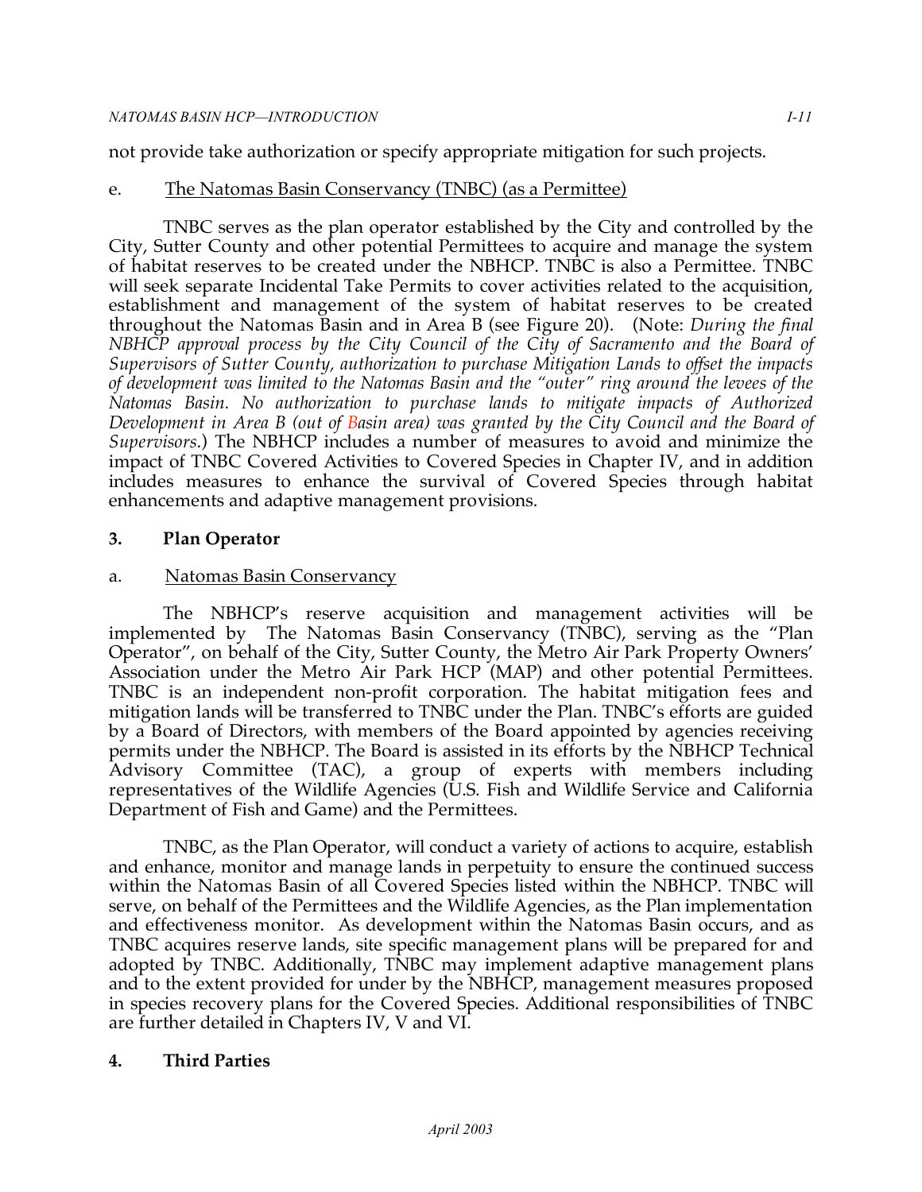not provide take authorization or specify appropriate mitigation for such projects.

e. The Natomas Basin Conservancy (TNBC) (as a Permittee)

TNBC serves as the plan operator established by the City and controlled by the City, Sutter County and other potential Permittees to acquire and manage the system of habitat reserves to be created under the NBHCP. TNBC is also a Permittee. TNBC will seek separate Incidental Take Permits to cover activities related to the acquisition, establishment and management of the system of habitat reserves to be created throughout the Natomas Basin and in Area B (see Figure 20). (Note: *During the final NBHCP approval process by the City Council of the City of Sacramento and the Board of Supervisors of Sutter County, authorization to purchase Mitigation Lands to offset the impacts of development was limited to the Natomas Basin and the "outer" ring around the levees of the Natomas Basin. No authorization to purchase lands to mitigate impacts of Authorized Development in Area B (out of Basin area) was granted by the City Council and the Board of Supervisors*.) The NBHCP includes a number of measures to avoid and minimize the impact of TNBC Covered Activities to Covered Species in Chapter IV, and in addition includes measures to enhance the survival of Covered Species through habitat enhancements and adaptive management provisions.

## 3. Plan Operator

a. Natomas Basin Conservancy

The NBHCP's reserve acquisition and management activities will be implemented by The Natomas Basin Conservancy (TNBC), serving as the "Plan Operator", on behalf of the City, Sutter County, the Metro Air Park Property Owners' Association under the Metro Air Park HCP (MAP) and other potential Permittees. TNBC is an independent non-profit corporation. The habitat mitigation fees and mitigation lands will be transferred to TNBC under the Plan. TNBC's efforts are guided by a Board of Directors, with members of the Board appointed by agencies receiving permits under the NBHCP. The Board is assisted in its efforts by the NBHCP Technical Advisory Committee (TAC), a group of experts with members including representatives of the Wildlife Agencies (U.S. Fish and Wildlife Service and California Department of Fish and Game) and the Permittees.

TNBC, as the Plan Operator, will conduct a variety of actions to acquire, establish and enhance, monitor and manage lands in perpetuity to ensure the continued success within the Natomas Basin of all Covered Species listed within the NBHCP. TNBC will serve, on behalf of the Permittees and the Wildlife Agencies, as the Plan implementation and effectiveness monitor. As development within the Natomas Basin occurs, and as TNBC acquires reserve lands, site specific management plans will be prepared for and adopted by TNBC. Additionally, TNBC may implement adaptive management plans and to the extent provided for under by the NBHCP, management measures proposed in species recovery plans for the Covered Species. Additional responsibilities of TNBC are further detailed in Chapters IV, V and VI.

## 4. Third Parties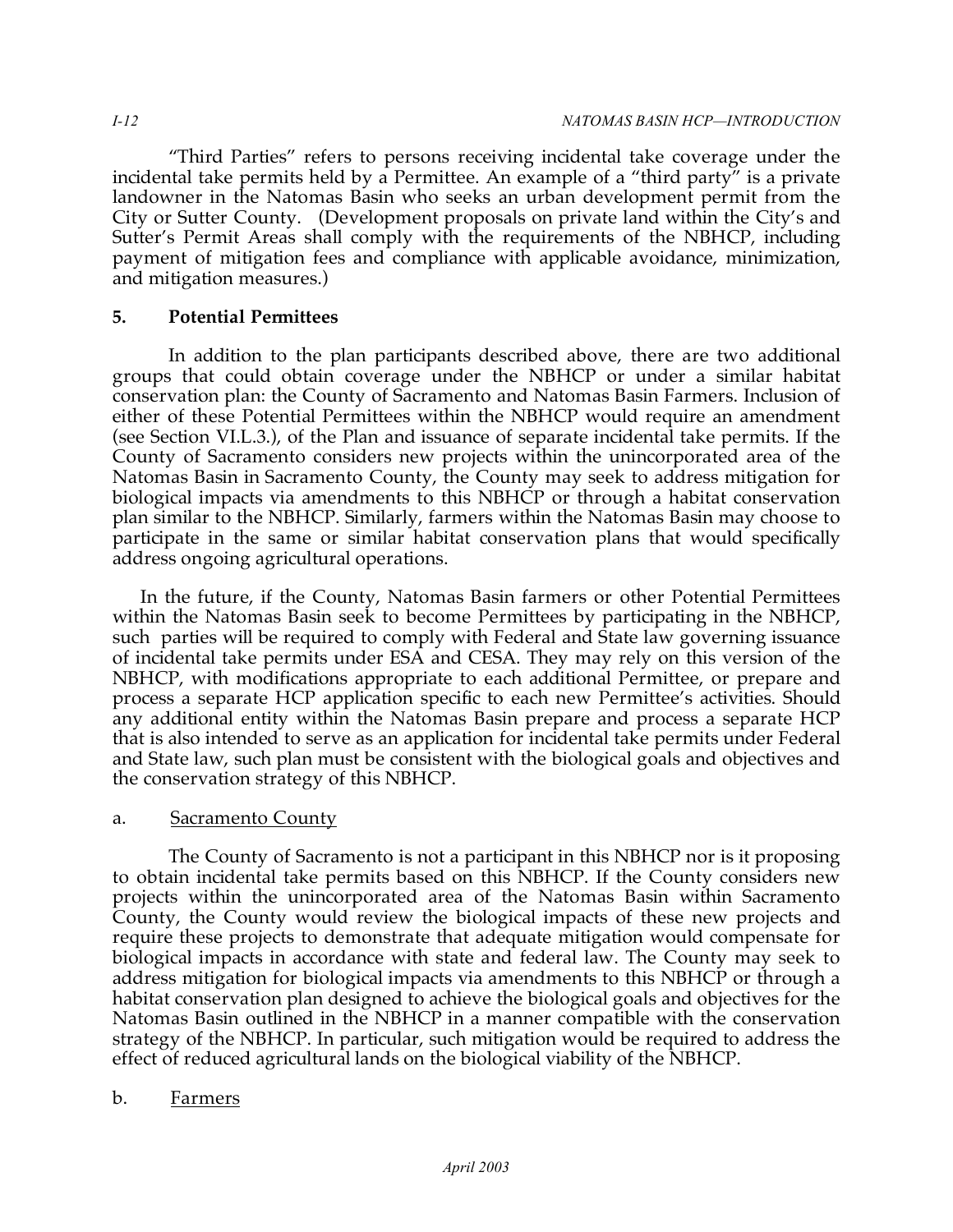"Third Parties" refers to persons receiving incidental take coverage under the incidental take permits held by a Permittee. An example of a "third party" is a private landowner in the Natomas Basin who seeks an urban development permit from the City or Sutter County. (Development proposals on private land within the City's and Sutter's Permit Areas shall comply with the requirements of the NBHCP, including payment of mitigation fees and compliance with applicable avoidance, minimization, and mitigation measures.)

### 5. Potential Permittees

In addition to the plan participants described above, there are two additional groups that could obtain coverage under the NBHCP or under a similar habitat conservation plan: the County of Sacramento and Natomas Basin Farmers. Inclusion of either of these Potential Permittees within the NBHCP would require an amendment (see Section VI.L.3.), of the Plan and issuance of separate incidental take permits. If the County of Sacramento considers new projects within the unincorporated area of the Natomas Basin in Sacramento County, the County may seek to address mitigation for biological impacts via amendments to this NBHCP or through a habitat conservation plan similar to the NBHCP. Similarly, farmers within the Natomas Basin may choose to participate in the same or similar habitat conservation plans that would specifically address ongoing agricultural operations.

In the future, if the County, Natomas Basin farmers or other Potential Permittees within the Natomas Basin seek to become Permittees by participating in the NBHCP, such parties will be required to comply with Federal and State law governing issuance of incidental take permits under ESA and CESA. They may rely on this version of the NBHCP, with modifications appropriate to each additional Permittee, or prepare and process a separate HCP application specific to each new Permittee's activities. Should any additional entity within the Natomas Basin prepare and process a separate HCP that is also intended to serve as an application for incidental take permits under Federal and State law, such plan must be consistent with the biological goals and objectives and the conservation strategy of this NBHCP.

#### a. Sacramento County

The County of Sacramento is not a participant in this NBHCP nor is it proposing to obtain incidental take permits based on this NBHCP. If the County considers new projects within the unincorporated area of the Natomas Basin within Sacramento County, the County would review the biological impacts of these new projects and require these projects to demonstrate that adequate mitigation would compensate for biological impacts in accordance with state and federal law. The County may seek to address mitigation for biological impacts via amendments to this NBHCP or through a habitat conservation plan designed to achieve the biological goals and objectives for the Natomas Basin outlined in the NBHCP in a manner compatible with the conservation strategy of the NBHCP. In particular, such mitigation would be required to address the effect of reduced agricultural lands on the biological viability of the NBHCP.

#### b. Farmers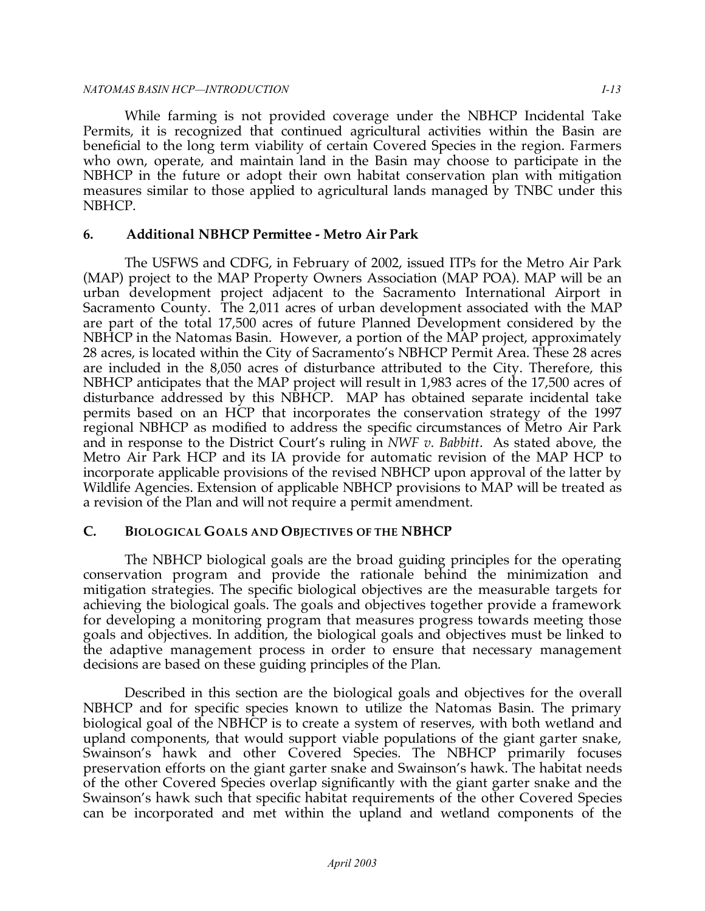While farming is not provided coverage under the NBHCP Incidental Take Permits, it is recognized that continued agricultural activities within the Basin are beneficial to the long term viability of certain Covered Species in the region. Farmers who own, operate, and maintain land in the Basin may choose to participate in the NBHCP in the future or adopt their own habitat conservation plan with mitigation measures similar to those applied to agricultural lands managed by TNBC under this NBHCP.

### 6. Additional NBHCP Permittee - Metro Air Park

The USFWS and CDFG, in February of 2002, issued ITPs for the Metro Air Park (MAP) project to the MAP Property Owners Association (MAP POA). MAP will be an urban development project adjacent to the Sacramento International Airport in Sacramento County. The 2,011 acres of urban development associated with the MAP are part of the total 17,500 acres of future Planned Development considered by the NBHCP in the Natomas Basin. However, a portion of the MAP project, approximately 28 acres, is located within the City of Sacramento's NBHCP Permit Area. These 28 acres are included in the 8,050 acres of disturbance attributed to the City. Therefore, this NBHCP anticipates that the MAP project will result in 1,983 acres of the 17,500 acres of disturbance addressed by this NBHCP. MAP has obtained separate incidental take permits based on an HCP that incorporates the conservation strategy of the 1997 regional NBHCP as modified to address the specific circumstances of Metro Air Park and in response to the District Court's ruling in *NWF v. Babbitt*. As stated above, the Metro Air Park HCP and its IA provide for automatic revision of the MAP HCP to incorporate applicable provisions of the revised NBHCP upon approval of the latter by Wildlife Agencies. Extension of applicable NBHCP provisions to MAP will be treated as a revision of the Plan and will not require a permit amendment.

## C. Biological Goals and Objectives of the NBHCP

The NBHCP biological goals are the broad guiding principles for the operating conservation program and provide the rationale behind the minimization and mitigation strategies. The specific biological objectives are the measurable targets for achieving the biological goals. The goals and objectives together provide a framework for developing a monitoring program that measures progress towards meeting those goals and objectives. In addition, the biological goals and objectives must be linked to the adaptive management process in order to ensure that necessary management decisions are based on these guiding principles of the Plan.

Described in this section are the biological goals and objectives for the overall NBHCP and for specific species known to utilize the Natomas Basin. The primary biological goal of the NBHCP is to create a system of reserves, with both wetland and upland components, that would support viable populations of the giant garter snake, Swainson's hawk and other Covered Species. The NBHCP primarily focuses preservation efforts on the giant garter snake and Swainson's hawk. The habitat needs of the other Covered Species overlap significantly with the giant garter snake and the Swainson's hawk such that specific habitat requirements of the other Covered Species can be incorporated and met within the upland and wetland components of the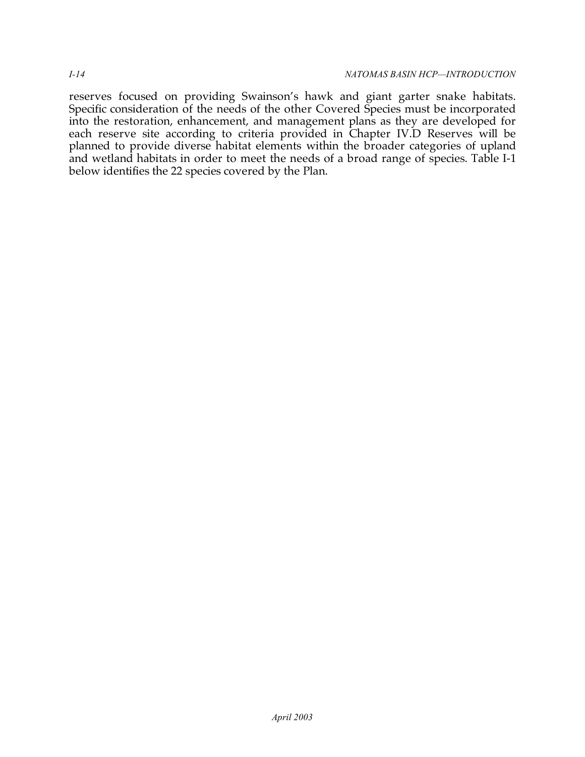reserves focused on providing Swainson's hawk and giant garter snake habitats. Specific consideration of the needs of the other Covered Species must be incorporated into the restoration, enhancement, and management plans as they are developed for each reserve site according to criteria provided in Chapter IV.D Reserves will be planned to provide diverse habitat elements within the broader categories of upland and wetland habitats in order to meet the needs of a broad range of species. Table I-1 below identifies the 22 species covered by the Plan.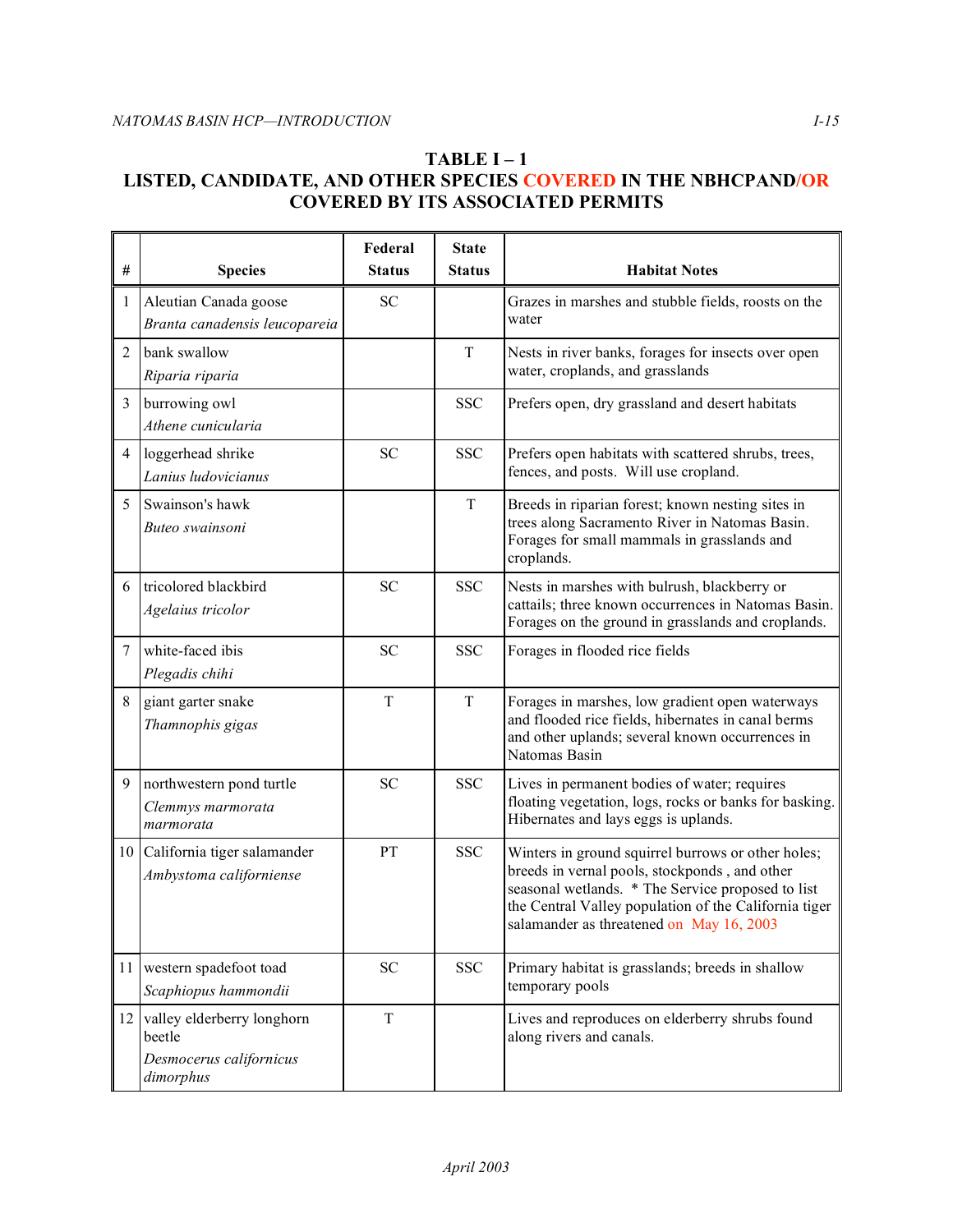## TABLE I – 1
## LISTED, CANDIDATE, AND OTHER SPECIES COVERED IN THE NBHCPAND/OR COVERED BY ITS ASSOCIATED PERMITS

| # | Species | Federal Status | State Status | Habitat Notes |
|---|---|---|---|---|
| 1 | Aleutian Canada goose *Branta canadensis leucopareia* | SC | | Grazes in marshes and stubble fields, roosts on the water |
| 2 | bank swallow *Riparia riparia* | | T | Nests in river banks, forages for insects over open water, croplands, and grasslands |
| 3 | burrowing owl *Athene cunicularia* | | SSC | Prefers open, dry grassland and desert habitats |
| 4 | loggerhead shrike *Lanius ludovicianus* | SC | SSC | Prefers open habitats with scattered shrubs, trees, fences, and posts. Will use cropland. |
| 5 | Swainson's hawk *Buteo swainsoni* | | T | Breeds in riparian forest; known nesting sites in trees along Sacramento River in Natomas Basin. Forages for small mammals in grasslands and croplands. |
| 6 | tricolored blackbird *Agelaius tricolor* | SC | SSC | Nests in marshes with bulrush, blackberry or cattails; three known occurrences in Natomas Basin. Forages on the ground in grasslands and croplands. |
| 7 | white-faced ibis *Plegadis chihi* | SC | SSC | Forages in flooded rice fields |
| 8 | giant garter snake *Thamnophis gigas* | T | T | Forages in marshes, low gradient open waterways and flooded rice fields, hibernates in canal berms and other uplands; several known occurrences in Natomas Basin |
| 9 | northwestern pond turtle *Clemmys marmorata marmorata* | SC | SSC | Lives in permanent bodies of water; requires floating vegetation, logs, rocks or banks for basking. Hibernates and lays eggs is uplands. |
| 10 | California tiger salamander *Ambystoma californiense* | PT | SSC | Winters in ground squirrel burrows or other holes; breeds in vernal pools, stockponds , and other seasonal wetlands. * The Service proposed to list the Central Valley population of the California tiger salamander as threatened on May 16, 2003 |
| 11 | western spadefoot toad *Scaphiopus hammondii* | SC | SSC | Primary habitat is grasslands; breeds in shallow temporary pools |
| 12 | valley elderberry longhorn beetle *Desmocerus californicus dimorphus* | T | | Lives and reproduces on elderberry shrubs found along rivers and canals. |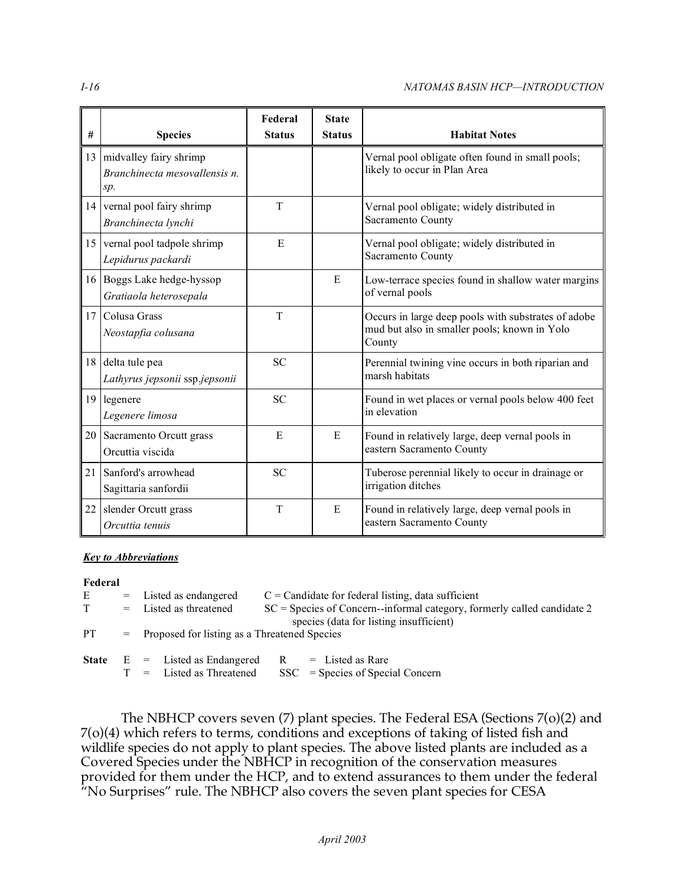| # | Species | Federal Status | State Status | Habitat Notes |
|---|---|---|---|---|
| 13 | midvalley fairy shrimp *Branchinecta mesovallensis n. sp.* | | | Vernal pool obligate often found in small pools; likely to occur in Plan Area |
| 14 | vernal pool fairy shrimp *Branchinecta lynchi* | T | | Vernal pool obligate; widely distributed in Sacramento County |
| 15 | vernal pool tadpole shrimp *Lepidurus packardi* | E | | Vernal pool obligate; widely distributed in Sacramento County |
| 16 | Boggs Lake hedge-hyssop *Gratiaola heterosepala* | | E | Low-terrace species found in shallow water margins of vernal pools |
| 17 | Colusa Grass *Neostapfia colusana* | T | | Occurs in large deep pools with substrates of adobe mud but also in smaller pools; known in Yolo County |
| 18 | delta tule pea *Lathyrus jepsonii* ssp.*jepsonii* | SC | | Perennial twining vine occurs in both riparian and marsh habitats |
| 19 | legenere *Legenere limosa* | SC | | Found in wet places or vernal pools below 400 feet in elevation |
| 20 | Sacramento Orcutt grass Orcuttia viscida | E | E | Found in relatively large, deep vernal pools in eastern Sacramento County |
| 21 | Sanford's arrowhead Sagittaria sanfordii | SC | | Tuberose perennial likely to occur in drainage or irrigation ditches |
| 22 | slender Orcutt grass *Orcuttia tenuis* | T | E | Found in relatively large, deep vernal pools in eastern Sacramento County |

***Key to Abbreviations***

**Federal**

E = Listed as endangered  C = Candidate for federal listing, data sufficient

T = Listed as threatened  SC = Species of Concern--informal category, formerly called candidate 2 species (data for listing insufficient)

PT = Proposed for listing as a Threatened Species

**State**  E = Listed as Endangered  R = Listed as Rare

T = Listed as Threatened  SSC = Species of Special Concern

The NBHCP covers seven (7) plant species. The Federal ESA (Sections 7(o)(2) and 7(o)(4) which refers to terms, conditions and exceptions of taking of listed fish and wildlife species do not apply to plant species. The above listed plants are included as a Covered Species under the NBHCP in recognition of the conservation measures provided for them under the HCP, and to extend assurances to them under the federal "No Surprises" rule. The NBHCP also covers the seven plant species for CESA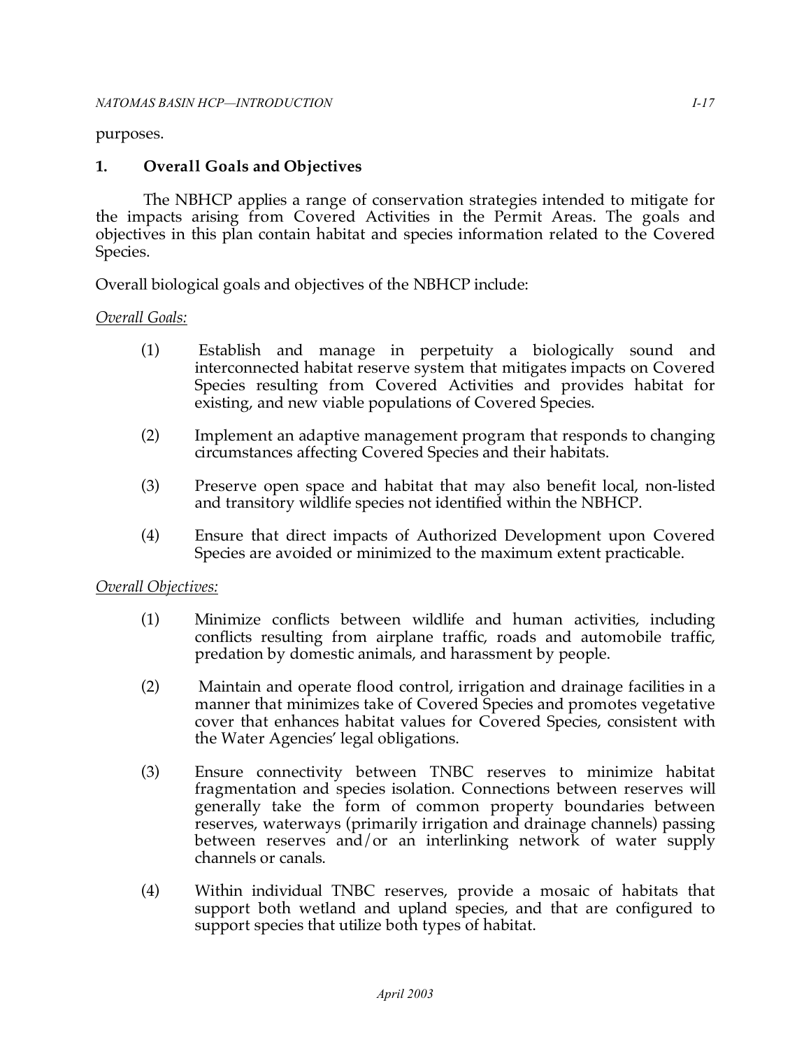purposes.

## 1. Overall Goals and Objectives

The NBHCP applies a range of conservation strategies intended to mitigate for the impacts arising from Covered Activities in the Permit Areas. The goals and objectives in this plan contain habitat and species information related to the Covered Species.

Overall biological goals and objectives of the NBHCP include:

<u>*Overall Goals:*</u>

(1) Establish and manage in perpetuity a biologically sound and interconnected habitat reserve system that mitigates impacts on Covered Species resulting from Covered Activities and provides habitat for existing, and new viable populations of Covered Species.

(2) Implement an adaptive management program that responds to changing circumstances affecting Covered Species and their habitats.

(3) Preserve open space and habitat that may also benefit local, non-listed and transitory wildlife species not identified within the NBHCP.

(4) Ensure that direct impacts of Authorized Development upon Covered Species are avoided or minimized to the maximum extent practicable.

<u>*Overall Objectives:*</u>

(1) Minimize conflicts between wildlife and human activities, including conflicts resulting from airplane traffic, roads and automobile traffic, predation by domestic animals, and harassment by people.

(2) Maintain and operate flood control, irrigation and drainage facilities in a manner that minimizes take of Covered Species and promotes vegetative cover that enhances habitat values for Covered Species, consistent with the Water Agencies' legal obligations.

(3) Ensure connectivity between TNBC reserves to minimize habitat fragmentation and species isolation. Connections between reserves will generally take the form of common property boundaries between reserves, waterways (primarily irrigation and drainage channels) passing between reserves and/or an interlinking network of water supply channels or canals.

(4) Within individual TNBC reserves, provide a mosaic of habitats that support both wetland and upland species, and that are configured to support species that utilize both types of habitat.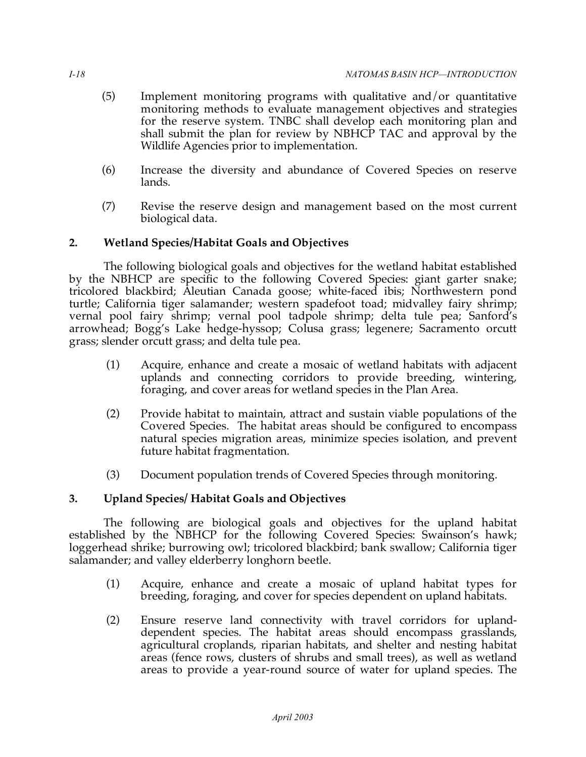(5) Implement monitoring programs with qualitative and/or quantitative monitoring methods to evaluate management objectives and strategies for the reserve system. TNBC shall develop each monitoring plan and shall submit the plan for review by NBHCP TAC and approval by the Wildlife Agencies prior to implementation.

(6) Increase the diversity and abundance of Covered Species on reserve lands.

(7) Revise the reserve design and management based on the most current biological data.

### 2. Wetland Species/Habitat Goals and Objectives

The following biological goals and objectives for the wetland habitat established by the NBHCP are specific to the following Covered Species: giant garter snake; tricolored blackbird; Aleutian Canada goose; white-faced ibis; Northwestern pond turtle; California tiger salamander; western spadefoot toad; midvalley fairy shrimp; vernal pool fairy shrimp; vernal pool tadpole shrimp; delta tule pea; Sanford's arrowhead; Bogg's Lake hedge-hyssop; Colusa grass; legenere; Sacramento orcutt grass; slender orcutt grass; and delta tule pea.

(1) Acquire, enhance and create a mosaic of wetland habitats with adjacent uplands and connecting corridors to provide breeding, wintering, foraging, and cover areas for wetland species in the Plan Area.

(2) Provide habitat to maintain, attract and sustain viable populations of the Covered Species. The habitat areas should be configured to encompass natural species migration areas, minimize species isolation, and prevent future habitat fragmentation.

(3) Document population trends of Covered Species through monitoring.

### 3. Upland Species/ Habitat Goals and Objectives

The following are biological goals and objectives for the upland habitat established by the NBHCP for the following Covered Species: Swainson's hawk; loggerhead shrike; burrowing owl; tricolored blackbird; bank swallow; California tiger salamander; and valley elderberry longhorn beetle.

(1) Acquire, enhance and create a mosaic of upland habitat types for breeding, foraging, and cover for species dependent on upland habitats.

(2) Ensure reserve land connectivity with travel corridors for upland-dependent species. The habitat areas should encompass grasslands, agricultural croplands, riparian habitats, and shelter and nesting habitat areas (fence rows, clusters of shrubs and small trees), as well as wetland areas to provide a year-round source of water for upland species. The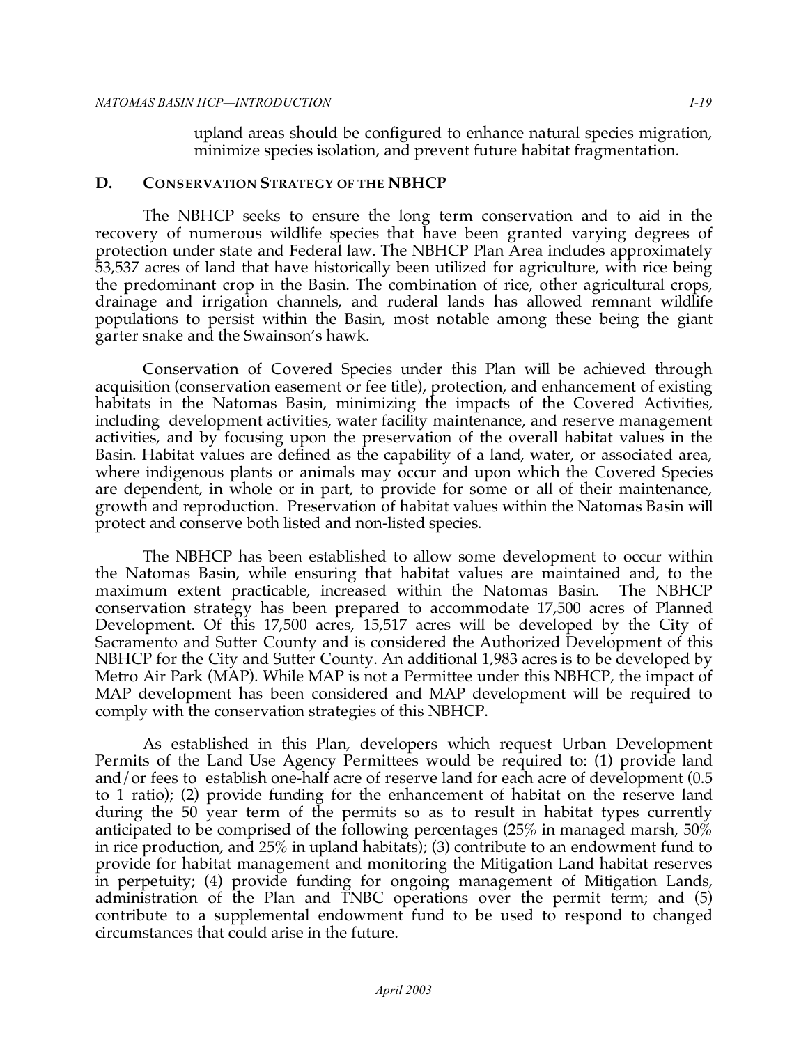upland areas should be configured to enhance natural species migration, minimize species isolation, and prevent future habitat fragmentation.

## D. CONSERVATION STRATEGY OF THE NBHCP

The NBHCP seeks to ensure the long term conservation and to aid in the recovery of numerous wildlife species that have been granted varying degrees of protection under state and Federal law. The NBHCP Plan Area includes approximately 53,537 acres of land that have historically been utilized for agriculture, with rice being the predominant crop in the Basin. The combination of rice, other agricultural crops, drainage and irrigation channels, and ruderal lands has allowed remnant wildlife populations to persist within the Basin, most notable among these being the giant garter snake and the Swainson's hawk.

Conservation of Covered Species under this Plan will be achieved through acquisition (conservation easement or fee title), protection, and enhancement of existing habitats in the Natomas Basin, minimizing the impacts of the Covered Activities, including development activities, water facility maintenance, and reserve management activities, and by focusing upon the preservation of the overall habitat values in the Basin. Habitat values are defined as the capability of a land, water, or associated area, where indigenous plants or animals may occur and upon which the Covered Species are dependent, in whole or in part, to provide for some or all of their maintenance, growth and reproduction. Preservation of habitat values within the Natomas Basin will protect and conserve both listed and non-listed species.

The NBHCP has been established to allow some development to occur within the Natomas Basin, while ensuring that habitat values are maintained and, to the maximum extent practicable, increased within the Natomas Basin. The NBHCP conservation strategy has been prepared to accommodate 17,500 acres of Planned Development. Of this 17,500 acres, 15,517 acres will be developed by the City of Sacramento and Sutter County and is considered the Authorized Development of this NBHCP for the City and Sutter County. An additional 1,983 acres is to be developed by Metro Air Park (MAP). While MAP is not a Permittee under this NBHCP, the impact of MAP development has been considered and MAP development will be required to comply with the conservation strategies of this NBHCP.

As established in this Plan, developers which request Urban Development Permits of the Land Use Agency Permittees would be required to: (1) provide land and/or fees to establish one-half acre of reserve land for each acre of development (0.5 to 1 ratio); (2) provide funding for the enhancement of habitat on the reserve land during the 50 year term of the permits so as to result in habitat types currently anticipated to be comprised of the following percentages (25% in managed marsh, 50% in rice production, and 25% in upland habitats); (3) contribute to an endowment fund to provide for habitat management and monitoring the Mitigation Land habitat reserves in perpetuity; (4) provide funding for ongoing management of Mitigation Lands, administration of the Plan and TNBC operations over the permit term; and (5) contribute to a supplemental endowment fund to be used to respond to changed circumstances that could arise in the future.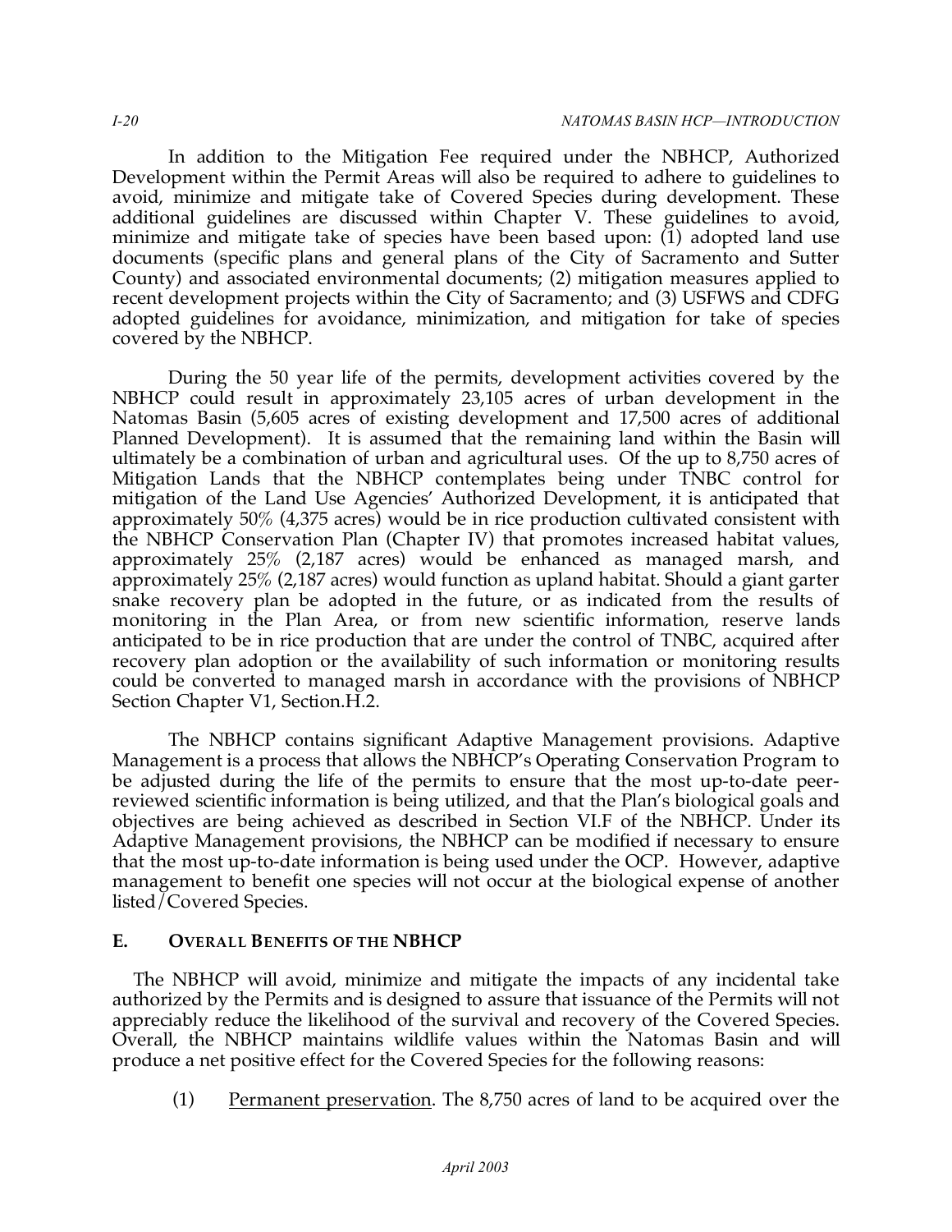In addition to the Mitigation Fee required under the NBHCP, Authorized Development within the Permit Areas will also be required to adhere to guidelines to avoid, minimize and mitigate take of Covered Species during development. These additional guidelines are discussed within Chapter V. These guidelines to avoid, minimize and mitigate take of species have been based upon: (1) adopted land use documents (specific plans and general plans of the City of Sacramento and Sutter County) and associated environmental documents; (2) mitigation measures applied to recent development projects within the City of Sacramento; and (3) USFWS and CDFG adopted guidelines for avoidance, minimization, and mitigation for take of species covered by the NBHCP.

During the 50 year life of the permits, development activities covered by the NBHCP could result in approximately 23,105 acres of urban development in the Natomas Basin (5,605 acres of existing development and 17,500 acres of additional Planned Development). It is assumed that the remaining land within the Basin will ultimately be a combination of urban and agricultural uses. Of the up to 8,750 acres of Mitigation Lands that the NBHCP contemplates being under TNBC control for mitigation of the Land Use Agencies' Authorized Development, it is anticipated that approximately 50% (4,375 acres) would be in rice production cultivated consistent with the NBHCP Conservation Plan (Chapter IV) that promotes increased habitat values, approximately 25% (2,187 acres) would be enhanced as managed marsh, and approximately 25% (2,187 acres) would function as upland habitat. Should a giant garter snake recovery plan be adopted in the future, or as indicated from the results of monitoring in the Plan Area, or from new scientific information, reserve lands anticipated to be in rice production that are under the control of TNBC, acquired after recovery plan adoption or the availability of such information or monitoring results could be converted to managed marsh in accordance with the provisions of NBHCP Section Chapter V1, Section.H.2.

The NBHCP contains significant Adaptive Management provisions. Adaptive Management is a process that allows the NBHCP's Operating Conservation Program to be adjusted during the life of the permits to ensure that the most up-to-date peer-reviewed scientific information is being utilized, and that the Plan's biological goals and objectives are being achieved as described in Section VI.F of the NBHCP. Under its Adaptive Management provisions, the NBHCP can be modified if necessary to ensure that the most up-to-date information is being used under the OCP. However, adaptive management to benefit one species will not occur at the biological expense of another listed/Covered Species.

## E. Overall Benefits of the NBHCP

The NBHCP will avoid, minimize and mitigate the impacts of any incidental take authorized by the Permits and is designed to assure that issuance of the Permits will not appreciably reduce the likelihood of the survival and recovery of the Covered Species. Overall, the NBHCP maintains wildlife values within the Natomas Basin and will produce a net positive effect for the Covered Species for the following reasons:

(1) <u>Permanent preservation</u>. The 8,750 acres of land to be acquired over the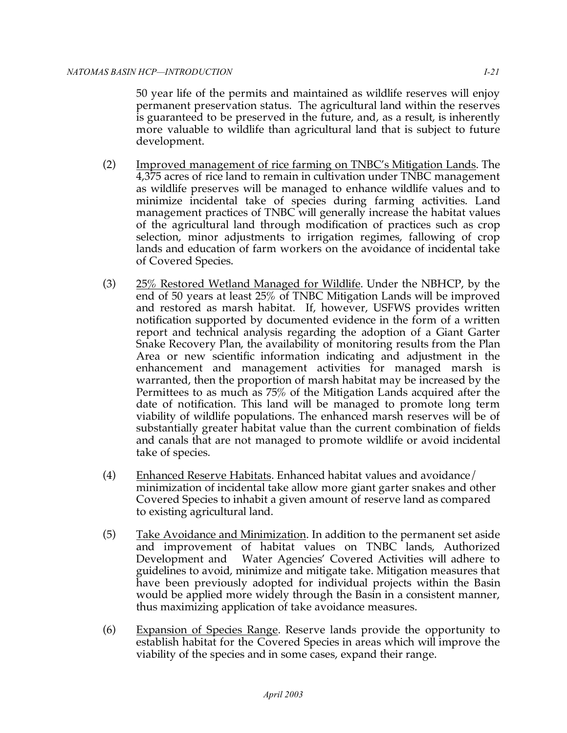50 year life of the permits and maintained as wildlife reserves will enjoy permanent preservation status. The agricultural land within the reserves is guaranteed to be preserved in the future, and, as a result, is inherently more valuable to wildlife than agricultural land that is subject to future development.

(2) Improved management of rice farming on TNBC's Mitigation Lands. The 4,375 acres of rice land to remain in cultivation under TNBC management as wildlife preserves will be managed to enhance wildlife values and to minimize incidental take of species during farming activities. Land management practices of TNBC will generally increase the habitat values of the agricultural land through modification of practices such as crop selection, minor adjustments to irrigation regimes, fallowing of crop lands and education of farm workers on the avoidance of incidental take of Covered Species.

(3) 25% Restored Wetland Managed for Wildlife. Under the NBHCP, by the end of 50 years at least 25% of TNBC Mitigation Lands will be improved and restored as marsh habitat. If, however, USFWS provides written notification supported by documented evidence in the form of a written report and technical analysis regarding the adoption of a Giant Garter Snake Recovery Plan, the availability of monitoring results from the Plan Area or new scientific information indicating and adjustment in the enhancement and management activities for managed marsh is warranted, then the proportion of marsh habitat may be increased by the Permittees to as much as 75% of the Mitigation Lands acquired after the date of notification. This land will be managed to promote long term viability of wildlife populations. The enhanced marsh reserves will be of substantially greater habitat value than the current combination of fields and canals that are not managed to promote wildlife or avoid incidental take of species.

(4) Enhanced Reserve Habitats. Enhanced habitat values and avoidance/ minimization of incidental take allow more giant garter snakes and other Covered Species to inhabit a given amount of reserve land as compared to existing agricultural land.

(5) Take Avoidance and Minimization. In addition to the permanent set aside and improvement of habitat values on TNBC lands, Authorized Development and Water Agencies' Covered Activities will adhere to guidelines to avoid, minimize and mitigate take. Mitigation measures that have been previously adopted for individual projects within the Basin would be applied more widely through the Basin in a consistent manner, thus maximizing application of take avoidance measures.

(6) Expansion of Species Range. Reserve lands provide the opportunity to establish habitat for the Covered Species in areas which will improve the viability of the species and in some cases, expand their range.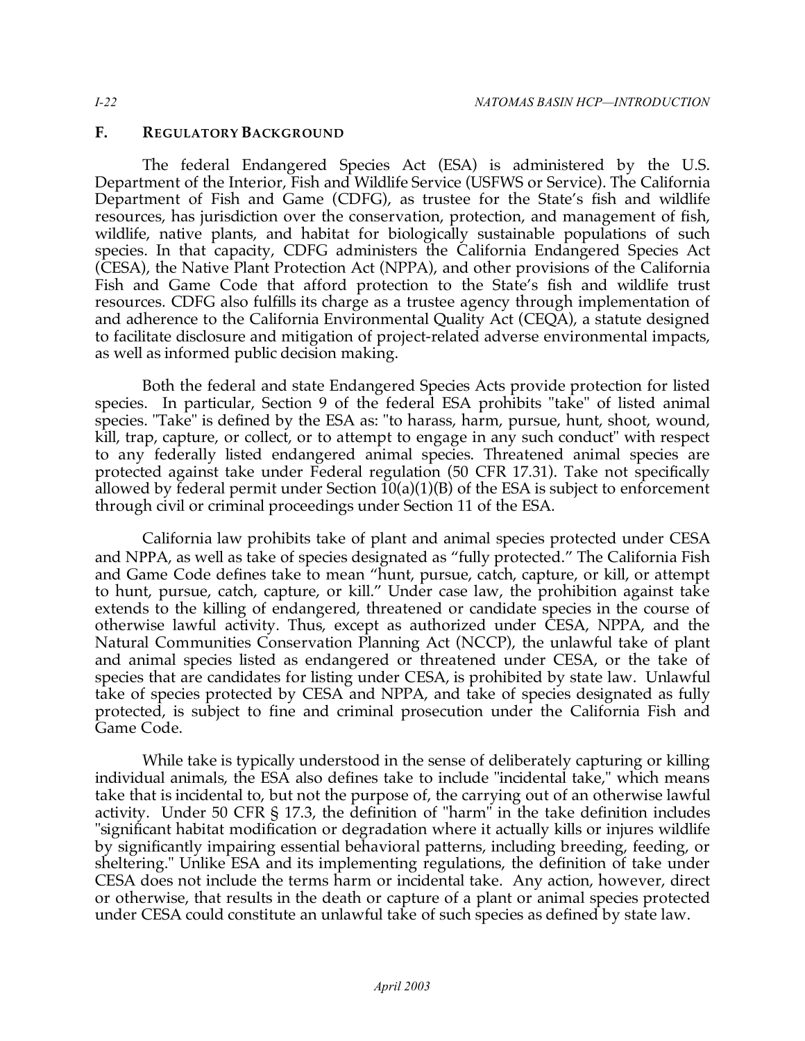## F. REGULATORY BACKGROUND

The federal Endangered Species Act (ESA) is administered by the U.S. Department of the Interior, Fish and Wildlife Service (USFWS or Service). The California Department of Fish and Game (CDFG), as trustee for the State's fish and wildlife resources, has jurisdiction over the conservation, protection, and management of fish, wildlife, native plants, and habitat for biologically sustainable populations of such species. In that capacity, CDFG administers the California Endangered Species Act (CESA), the Native Plant Protection Act (NPPA), and other provisions of the California Fish and Game Code that afford protection to the State's fish and wildlife trust resources. CDFG also fulfills its charge as a trustee agency through implementation of and adherence to the California Environmental Quality Act (CEQA), a statute designed to facilitate disclosure and mitigation of project-related adverse environmental impacts, as well as informed public decision making.

Both the federal and state Endangered Species Acts provide protection for listed species. In particular, Section 9 of the federal ESA prohibits "take" of listed animal species. "Take" is defined by the ESA as: "to harass, harm, pursue, hunt, shoot, wound, kill, trap, capture, or collect, or to attempt to engage in any such conduct" with respect to any federally listed endangered animal species. Threatened animal species are protected against take under Federal regulation (50 CFR 17.31). Take not specifically allowed by federal permit under Section 10(a)(1)(B) of the ESA is subject to enforcement through civil or criminal proceedings under Section 11 of the ESA.

California law prohibits take of plant and animal species protected under CESA and NPPA, as well as take of species designated as "fully protected." The California Fish and Game Code defines take to mean "hunt, pursue, catch, capture, or kill, or attempt to hunt, pursue, catch, capture, or kill." Under case law, the prohibition against take extends to the killing of endangered, threatened or candidate species in the course of otherwise lawful activity. Thus, except as authorized under CESA, NPPA, and the Natural Communities Conservation Planning Act (NCCP), the unlawful take of plant and animal species listed as endangered or threatened under CESA, or the take of species that are candidates for listing under CESA, is prohibited by state law. Unlawful take of species protected by CESA and NPPA, and take of species designated as fully protected, is subject to fine and criminal prosecution under the California Fish and Game Code.

While take is typically understood in the sense of deliberately capturing or killing individual animals, the ESA also defines take to include "incidental take," which means take that is incidental to, but not the purpose of, the carrying out of an otherwise lawful activity. Under 50 CFR § 17.3, the definition of "harm" in the take definition includes "significant habitat modification or degradation where it actually kills or injures wildlife by significantly impairing essential behavioral patterns, including breeding, feeding, or sheltering." Unlike ESA and its implementing regulations, the definition of take under CESA does not include the terms harm or incidental take. Any action, however, direct or otherwise, that results in the death or capture of a plant or animal species protected under CESA could constitute an unlawful take of such species as defined by state law.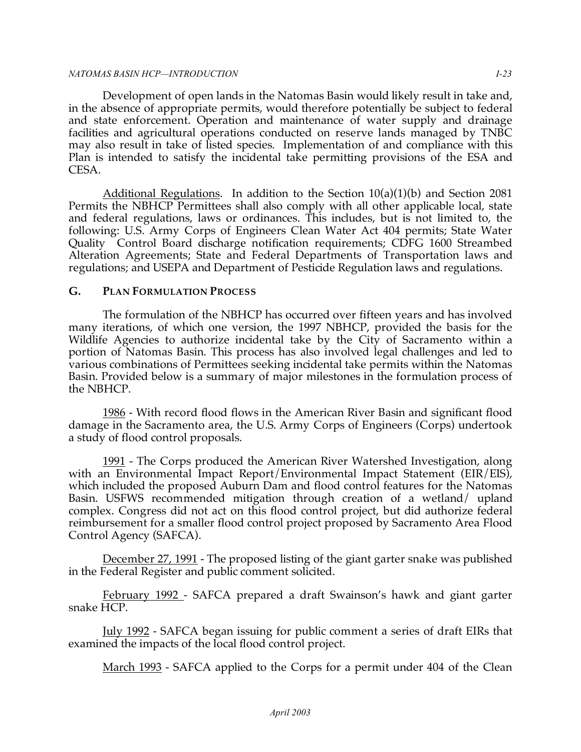Development of open lands in the Natomas Basin would likely result in take and, in the absence of appropriate permits, would therefore potentially be subject to federal and state enforcement. Operation and maintenance of water supply and drainage facilities and agricultural operations conducted on reserve lands managed by TNBC may also result in take of listed species. Implementation of and compliance with this Plan is intended to satisfy the incidental take permitting provisions of the ESA and CESA.

Additional Regulations. In addition to the Section 10(a)(1)(b) and Section 2081 Permits the NBHCP Permittees shall also comply with all other applicable local, state and federal regulations, laws or ordinances. This includes, but is not limited to, the following: U.S. Army Corps of Engineers Clean Water Act 404 permits; State Water Quality Control Board discharge notification requirements; CDFG 1600 Streambed Alteration Agreements; State and Federal Departments of Transportation laws and regulations; and USEPA and Department of Pesticide Regulation laws and regulations.

## G. PLAN FORMULATION PROCESS

The formulation of the NBHCP has occurred over fifteen years and has involved many iterations, of which one version, the 1997 NBHCP, provided the basis for the Wildlife Agencies to authorize incidental take by the City of Sacramento within a portion of Natomas Basin. This process has also involved legal challenges and led to various combinations of Permittees seeking incidental take permits within the Natomas Basin. Provided below is a summary of major milestones in the formulation process of the NBHCP.

1986 - With record flood flows in the American River Basin and significant flood damage in the Sacramento area, the U.S. Army Corps of Engineers (Corps) undertook a study of flood control proposals.

1991 - The Corps produced the American River Watershed Investigation, along with an Environmental Impact Report/Environmental Impact Statement (EIR/EIS), which included the proposed Auburn Dam and flood control features for the Natomas Basin. USFWS recommended mitigation through creation of a wetland/ upland complex. Congress did not act on this flood control project, but did authorize federal reimbursement for a smaller flood control project proposed by Sacramento Area Flood Control Agency (SAFCA).

December 27, 1991 - The proposed listing of the giant garter snake was published in the Federal Register and public comment solicited.

February 1992 - SAFCA prepared a draft Swainson's hawk and giant garter snake HCP.

July 1992 - SAFCA began issuing for public comment a series of draft EIRs that examined the impacts of the local flood control project.

March 1993 - SAFCA applied to the Corps for a permit under 404 of the Clean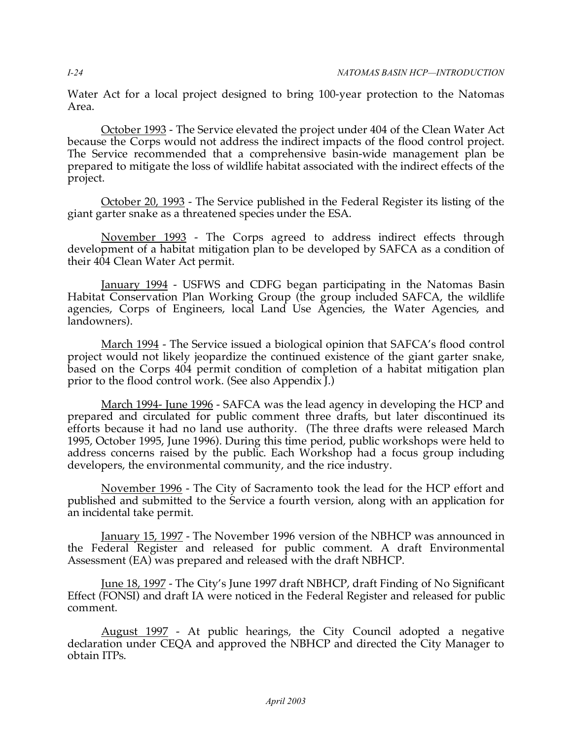Water Act for a local project designed to bring 100-year protection to the Natomas Area.

October 1993 - The Service elevated the project under 404 of the Clean Water Act because the Corps would not address the indirect impacts of the flood control project. The Service recommended that a comprehensive basin-wide management plan be prepared to mitigate the loss of wildlife habitat associated with the indirect effects of the project.

October 20, 1993 - The Service published in the Federal Register its listing of the giant garter snake as a threatened species under the ESA.

November 1993 - The Corps agreed to address indirect effects through development of a habitat mitigation plan to be developed by SAFCA as a condition of their 404 Clean Water Act permit.

January 1994 - USFWS and CDFG began participating in the Natomas Basin Habitat Conservation Plan Working Group (the group included SAFCA, the wildlife agencies, Corps of Engineers, local Land Use Agencies, the Water Agencies, and landowners).

March 1994 - The Service issued a biological opinion that SAFCA's flood control project would not likely jeopardize the continued existence of the giant garter snake, based on the Corps 404 permit condition of completion of a habitat mitigation plan prior to the flood control work. (See also Appendix J.)

March 1994- June 1996 - SAFCA was the lead agency in developing the HCP and prepared and circulated for public comment three drafts, but later discontinued its efforts because it had no land use authority. (The three drafts were released March 1995, October 1995, June 1996). During this time period, public workshops were held to address concerns raised by the public. Each Workshop had a focus group including developers, the environmental community, and the rice industry.

November 1996 - The City of Sacramento took the lead for the HCP effort and published and submitted to the Service a fourth version, along with an application for an incidental take permit.

January 15, 1997 - The November 1996 version of the NBHCP was announced in the Federal Register and released for public comment. A draft Environmental Assessment (EA) was prepared and released with the draft NBHCP.

June 18, 1997 - The City's June 1997 draft NBHCP, draft Finding of No Significant Effect (FONSI) and draft IA were noticed in the Federal Register and released for public comment.

August 1997 - At public hearings, the City Council adopted a negative declaration under CEQA and approved the NBHCP and directed the City Manager to obtain ITPs.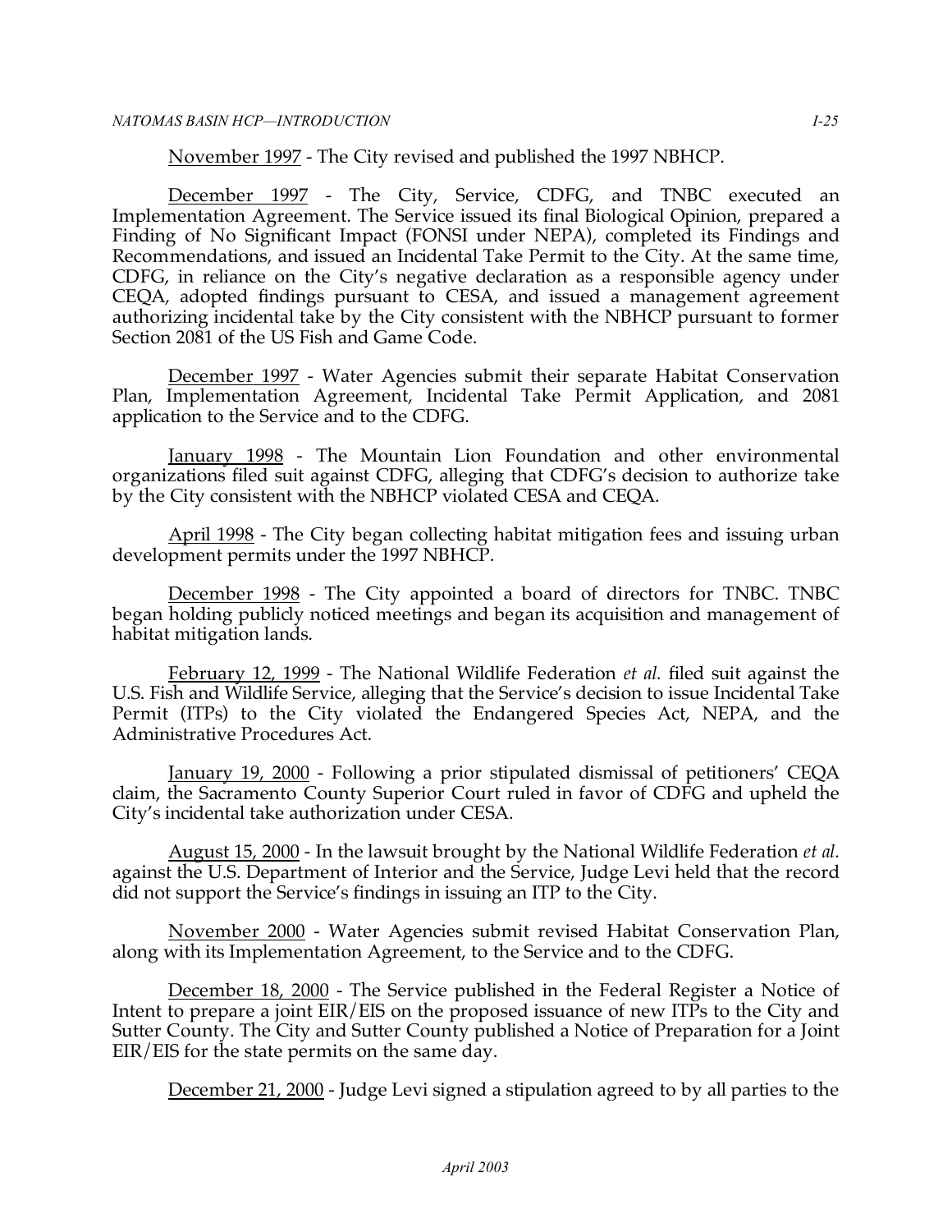November 1997 - The City revised and published the 1997 NBHCP.

December 1997 - The City, Service, CDFG, and TNBC executed an Implementation Agreement. The Service issued its final Biological Opinion, prepared a Finding of No Significant Impact (FONSI under NEPA), completed its Findings and Recommendations, and issued an Incidental Take Permit to the City. At the same time, CDFG, in reliance on the City's negative declaration as a responsible agency under CEQA, adopted findings pursuant to CESA, and issued a management agreement authorizing incidental take by the City consistent with the NBHCP pursuant to former Section 2081 of the US Fish and Game Code.

December 1997 - Water Agencies submit their separate Habitat Conservation Plan, Implementation Agreement, Incidental Take Permit Application, and 2081 application to the Service and to the CDFG.

January 1998 - The Mountain Lion Foundation and other environmental organizations filed suit against CDFG, alleging that CDFG's decision to authorize take by the City consistent with the NBHCP violated CESA and CEQA.

April 1998 - The City began collecting habitat mitigation fees and issuing urban development permits under the 1997 NBHCP.

December 1998 - The City appointed a board of directors for TNBC. TNBC began holding publicly noticed meetings and began its acquisition and management of habitat mitigation lands.

February 12, 1999 - The National Wildlife Federation *et al.* filed suit against the U.S. Fish and Wildlife Service, alleging that the Service's decision to issue Incidental Take Permit (ITPs) to the City violated the Endangered Species Act, NEPA, and the Administrative Procedures Act.

January 19, 2000 - Following a prior stipulated dismissal of petitioners' CEQA claim, the Sacramento County Superior Court ruled in favor of CDFG and upheld the City's incidental take authorization under CESA.

August 15, 2000 - In the lawsuit brought by the National Wildlife Federation *et al.* against the U.S. Department of Interior and the Service, Judge Levi held that the record did not support the Service's findings in issuing an ITP to the City.

November 2000 - Water Agencies submit revised Habitat Conservation Plan, along with its Implementation Agreement, to the Service and to the CDFG.

December 18, 2000 - The Service published in the Federal Register a Notice of Intent to prepare a joint EIR/EIS on the proposed issuance of new ITPs to the City and Sutter County. The City and Sutter County published a Notice of Preparation for a Joint EIR/EIS for the state permits on the same day.

December 21, 2000 - Judge Levi signed a stipulation agreed to by all parties to the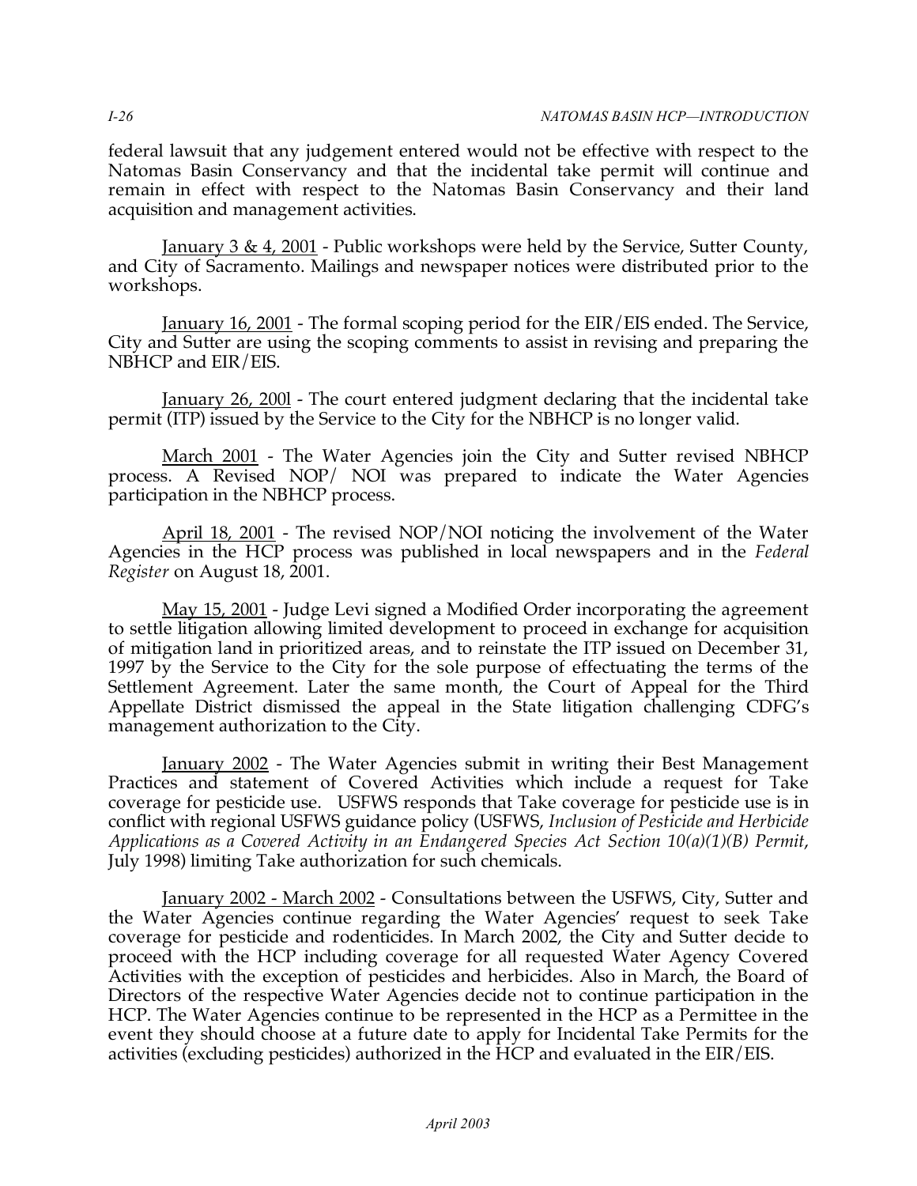federal lawsuit that any judgement entered would not be effective with respect to the Natomas Basin Conservancy and that the incidental take permit will continue and remain in effect with respect to the Natomas Basin Conservancy and their land acquisition and management activities.

January 3 & 4, 2001 - Public workshops were held by the Service, Sutter County, and City of Sacramento. Mailings and newspaper notices were distributed prior to the workshops.

January 16, 2001 - The formal scoping period for the EIR/EIS ended. The Service, City and Sutter are using the scoping comments to assist in revising and preparing the NBHCP and EIR/EIS.

January 26, 200l - The court entered judgment declaring that the incidental take permit (ITP) issued by the Service to the City for the NBHCP is no longer valid.

March 2001 - The Water Agencies join the City and Sutter revised NBHCP process. A Revised NOP/ NOI was prepared to indicate the Water Agencies participation in the NBHCP process.

April 18, 2001 - The revised NOP/NOI noticing the involvement of the Water Agencies in the HCP process was published in local newspapers and in the *Federal Register* on August 18, 2001.

May 15, 2001 - Judge Levi signed a Modified Order incorporating the agreement to settle litigation allowing limited development to proceed in exchange for acquisition of mitigation land in prioritized areas, and to reinstate the ITP issued on December 31, 1997 by the Service to the City for the sole purpose of effectuating the terms of the Settlement Agreement. Later the same month, the Court of Appeal for the Third Appellate District dismissed the appeal in the State litigation challenging CDFG's management authorization to the City.

January 2002 - The Water Agencies submit in writing their Best Management Practices and statement of Covered Activities which include a request for Take coverage for pesticide use. USFWS responds that Take coverage for pesticide use is in conflict with regional USFWS guidance policy (USFWS, *Inclusion of Pesticide and Herbicide Applications as a Covered Activity in an Endangered Species Act Section 10(a)(1)(B) Permit*, July 1998) limiting Take authorization for such chemicals.

January 2002 - March 2002 - Consultations between the USFWS, City, Sutter and the Water Agencies continue regarding the Water Agencies' request to seek Take coverage for pesticide and rodenticides. In March 2002, the City and Sutter decide to proceed with the HCP including coverage for all requested Water Agency Covered Activities with the exception of pesticides and herbicides. Also in March, the Board of Directors of the respective Water Agencies decide not to continue participation in the HCP. The Water Agencies continue to be represented in the HCP as a Permittee in the event they should choose at a future date to apply for Incidental Take Permits for the activities (excluding pesticides) authorized in the HCP and evaluated in the EIR/EIS.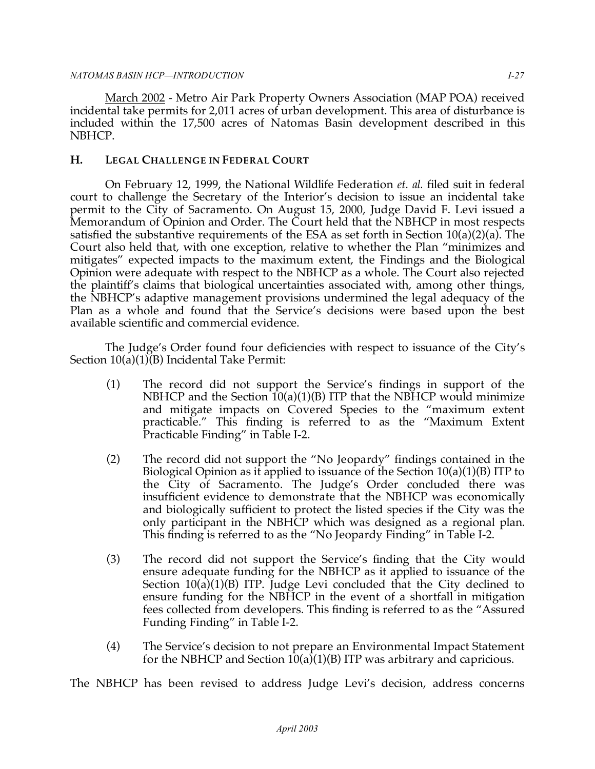<u>March 2002</u> - Metro Air Park Property Owners Association (MAP POA) received incidental take permits for 2,011 acres of urban development. This area of disturbance is included within the 17,500 acres of Natomas Basin development described in this NBHCP.

## H. LEGAL CHALLENGE IN FEDERAL COURT

On February 12, 1999, the National Wildlife Federation *et. al.* filed suit in federal court to challenge the Secretary of the Interior's decision to issue an incidental take permit to the City of Sacramento. On August 15, 2000, Judge David F. Levi issued a Memorandum of Opinion and Order. The Court held that the NBHCP in most respects satisfied the substantive requirements of the ESA as set forth in Section 10(a)(2)(a). The Court also held that, with one exception, relative to whether the Plan "minimizes and mitigates" expected impacts to the maximum extent, the Findings and the Biological Opinion were adequate with respect to the NBHCP as a whole. The Court also rejected the plaintiff's claims that biological uncertainties associated with, among other things, the NBHCP's adaptive management provisions undermined the legal adequacy of the Plan as a whole and found that the Service's decisions were based upon the best available scientific and commercial evidence.

The Judge's Order found four deficiencies with respect to issuance of the City's Section 10(a)(1)(B) Incidental Take Permit:

(1) The record did not support the Service's findings in support of the NBHCP and the Section 10(a)(1)(B) ITP that the NBHCP would minimize and mitigate impacts on Covered Species to the "maximum extent practicable." This finding is referred to as the "Maximum Extent Practicable Finding" in Table I-2.

(2) The record did not support the "No Jeopardy" findings contained in the Biological Opinion as it applied to issuance of the Section 10(a)(1)(B) ITP to the City of Sacramento. The Judge's Order concluded there was insufficient evidence to demonstrate that the NBHCP was economically and biologically sufficient to protect the listed species if the City was the only participant in the NBHCP which was designed as a regional plan. This finding is referred to as the "No Jeopardy Finding" in Table I-2.

(3) The record did not support the Service's finding that the City would ensure adequate funding for the NBHCP as it applied to issuance of the Section 10(a)(1)(B) ITP. Judge Levi concluded that the City declined to ensure funding for the NBHCP in the event of a shortfall in mitigation fees collected from developers. This finding is referred to as the "Assured Funding Finding" in Table I-2.

(4) The Service's decision to not prepare an Environmental Impact Statement for the NBHCP and Section 10(a)(1)(B) ITP was arbitrary and capricious.

The NBHCP has been revised to address Judge Levi's decision, address concerns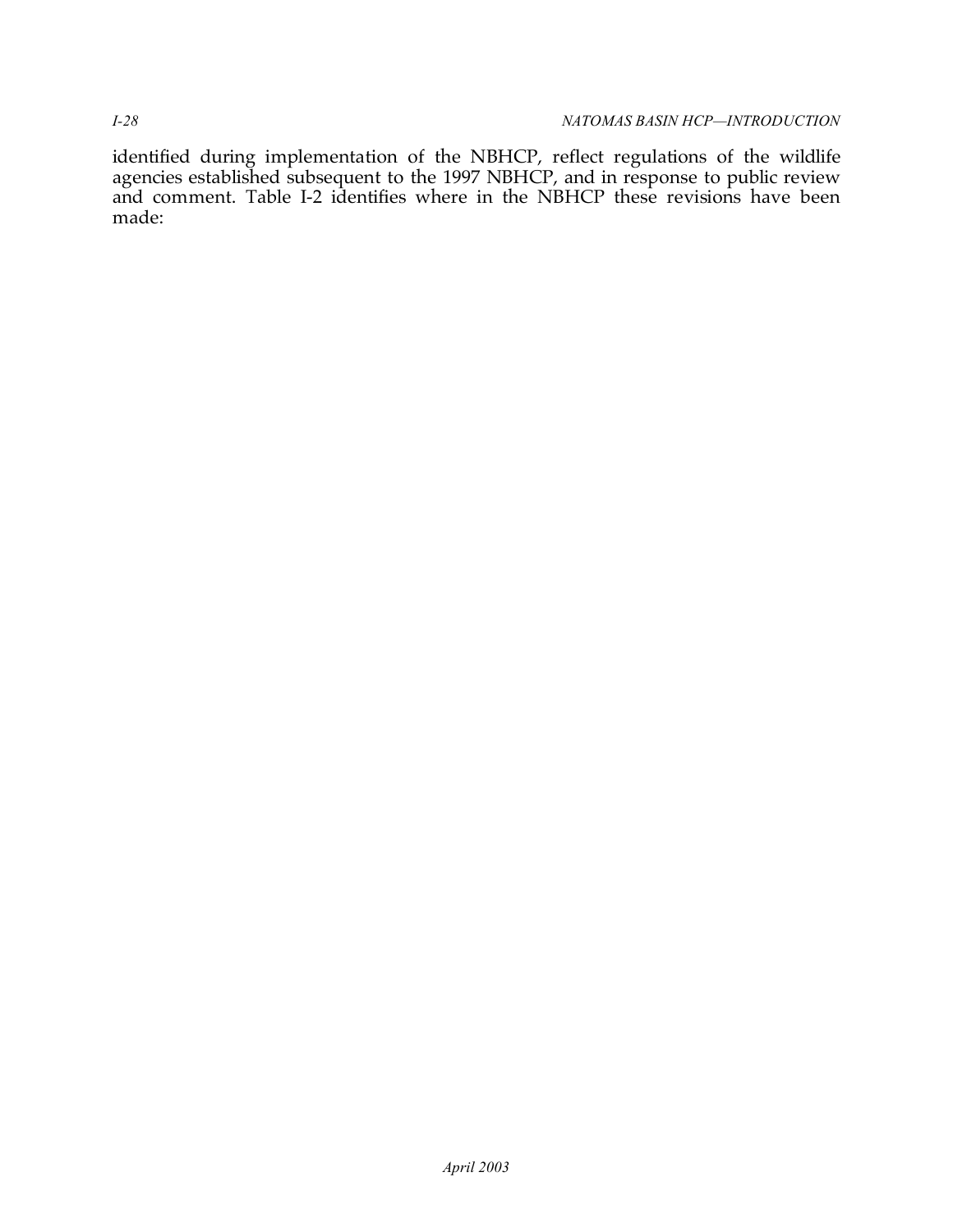identified during implementation of the NBHCP, reflect regulations of the wildlife agencies established subsequent to the 1997 NBHCP, and in response to public review and comment. Table I-2 identifies where in the NBHCP these revisions have been made: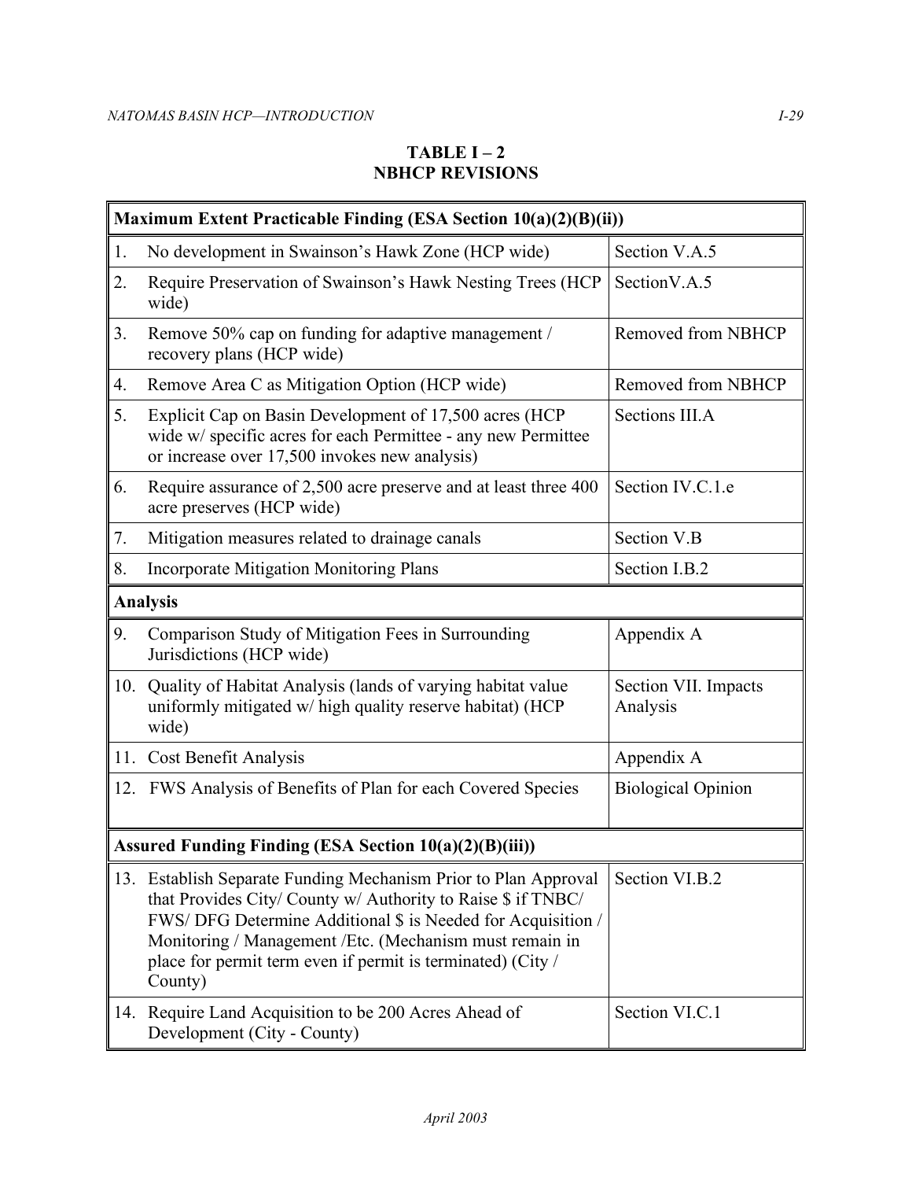**TABLE I – 2**
**NBHCP REVISIONS**

| **Maximum Extent Practicable Finding (ESA Section 10(a)(2)(B)(ii))** | |
|---|---|
| 1. No development in Swainson's Hawk Zone (HCP wide) | Section V.A.5 |
| 2. Require Preservation of Swainson's Hawk Nesting Trees (HCP wide) | SectionV.A.5 |
| 3. Remove 50% cap on funding for adaptive management / recovery plans (HCP wide) | Removed from NBHCP |
| 4. Remove Area C as Mitigation Option (HCP wide) | Removed from NBHCP |
| 5. Explicit Cap on Basin Development of 17,500 acres (HCP wide w/ specific acres for each Permittee - any new Permittee or increase over 17,500 invokes new analysis) | Sections III.A |
| 6. Require assurance of 2,500 acre preserve and at least three 400 acre preserves (HCP wide) | Section IV.C.1.e |
| 7. Mitigation measures related to drainage canals | Section V.B |
| 8. Incorporate Mitigation Monitoring Plans | Section I.B.2 |
| **Analysis** | |
| 9. Comparison Study of Mitigation Fees in Surrounding Jurisdictions (HCP wide) | Appendix A |
| 10. Quality of Habitat Analysis (lands of varying habitat value uniformly mitigated w/ high quality reserve habitat) (HCP wide) | Section VII. Impacts Analysis |
| 11. Cost Benefit Analysis | Appendix A |
| 12. FWS Analysis of Benefits of Plan for each Covered Species | Biological Opinion |
| **Assured Funding Finding (ESA Section 10(a)(2)(B)(iii))** | |
| 13. Establish Separate Funding Mechanism Prior to Plan Approval that Provides City/ County w/ Authority to Raise $ if TNBC/ FWS/ DFG Determine Additional $ is Needed for Acquisition / Monitoring / Management /Etc. (Mechanism must remain in place for permit term even if permit is terminated) (City / County) | Section VI.B.2 |
| 14. Require Land Acquisition to be 200 Acres Ahead of Development (City - County) | Section VI.C.1 |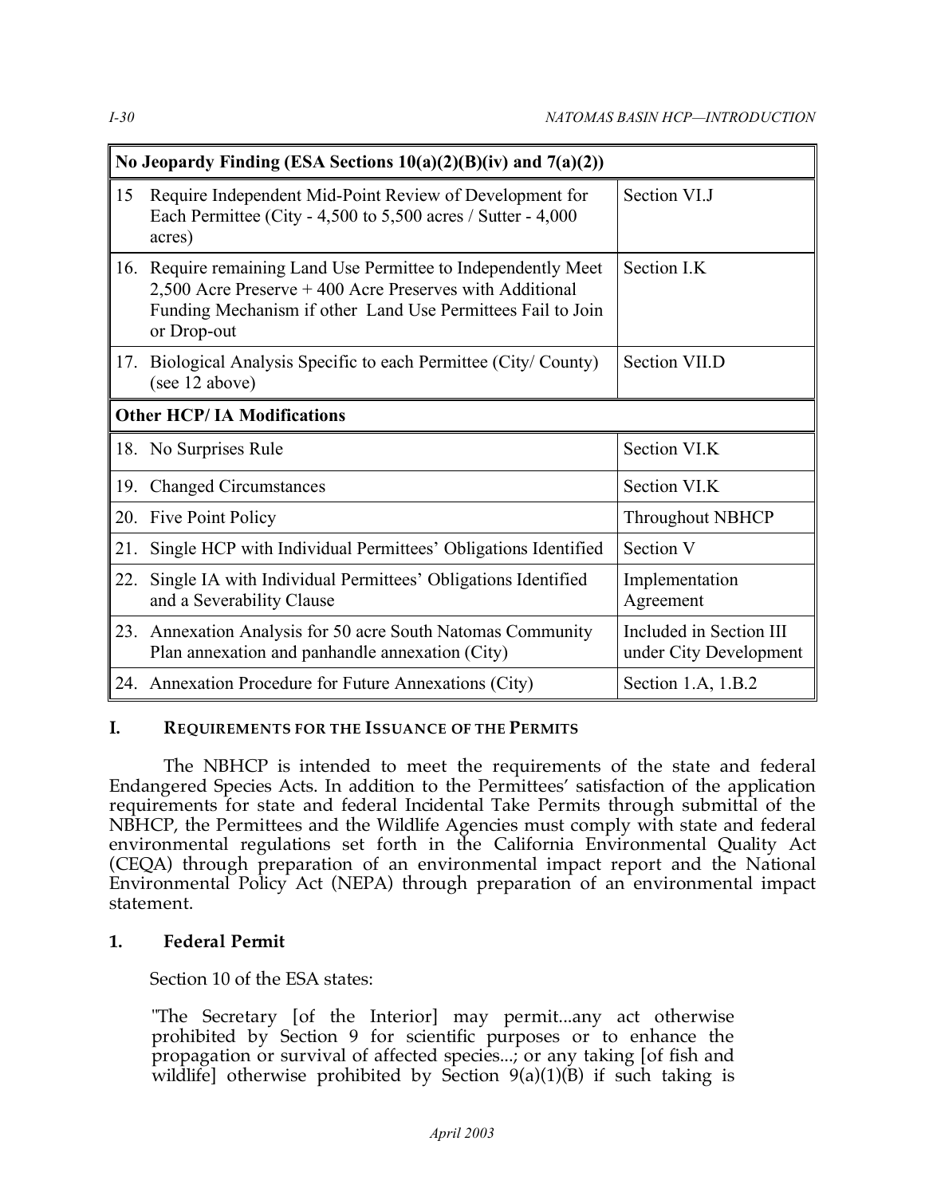| No Jeopardy Finding (ESA Sections 10(a)(2)(B)(iv) and 7(a)(2)) | |
|---|---|
| 15 Require Independent Mid-Point Review of Development for Each Permittee (City - 4,500 to 5,500 acres / Sutter - 4,000 acres) | Section VI.J |
| 16. Require remaining Land Use Permittee to Independently Meet 2,500 Acre Preserve + 400 Acre Preserves with Additional Funding Mechanism if other Land Use Permittees Fail to Join or Drop-out | Section I.K |
| 17. Biological Analysis Specific to each Permittee (City/ County) (see 12 above) | Section VII.D |
| **Other HCP/ IA Modifications** | |
| 18. No Surprises Rule | Section VI.K |
| 19. Changed Circumstances | Section VI.K |
| 20. Five Point Policy | Throughout NBHCP |
| 21. Single HCP with Individual Permittees' Obligations Identified | Section V |
| 22. Single IA with Individual Permittees' Obligations Identified and a Severability Clause | Implementation Agreement |
| 23. Annexation Analysis for 50 acre South Natomas Community Plan annexation and panhandle annexation (City) | Included in Section III under City Development |
| 24. Annexation Procedure for Future Annexations (City) | Section 1.A, 1.B.2 |

## I. REQUIREMENTS FOR THE ISSUANCE OF THE PERMITS

The NBHCP is intended to meet the requirements of the state and federal Endangered Species Acts. In addition to the Permittees' satisfaction of the application requirements for state and federal Incidental Take Permits through submittal of the NBHCP, the Permittees and the Wildlife Agencies must comply with state and federal environmental regulations set forth in the California Environmental Quality Act (CEQA) through preparation of an environmental impact report and the National Environmental Policy Act (NEPA) through preparation of an environmental impact statement.

### 1. Federal Permit

Section 10 of the ESA states:

> "The Secretary [of the Interior] may permit...any act otherwise prohibited by Section 9 for scientific purposes or to enhance the propagation or survival of affected species...; or any taking [of fish and wildlife] otherwise prohibited by Section 9(a)(1)(B) if such taking is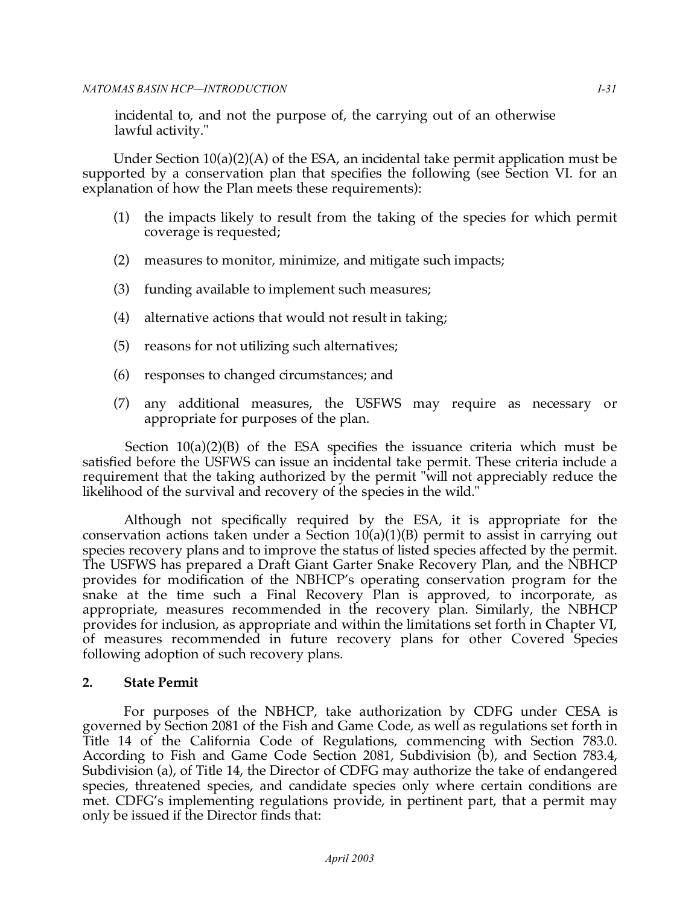incidental to, and not the purpose of, the carrying out of an otherwise lawful activity."

Under Section 10(a)(2)(A) of the ESA, an incidental take permit application must be supported by a conservation plan that specifies the following (see Section VI. for an explanation of how the Plan meets these requirements):

(1) the impacts likely to result from the taking of the species for which permit coverage is requested;

(2) measures to monitor, minimize, and mitigate such impacts;

(3) funding available to implement such measures;

(4) alternative actions that would not result in taking;

(5) reasons for not utilizing such alternatives;

(6) responses to changed circumstances; and

(7) any additional measures, the USFWS may require as necessary or appropriate for purposes of the plan.

Section 10(a)(2)(B) of the ESA specifies the issuance criteria which must be satisfied before the USFWS can issue an incidental take permit. These criteria include a requirement that the taking authorized by the permit "will not appreciably reduce the likelihood of the survival and recovery of the species in the wild."

Although not specifically required by the ESA, it is appropriate for the conservation actions taken under a Section 10(a)(1)(B) permit to assist in carrying out species recovery plans and to improve the status of listed species affected by the permit. The USFWS has prepared a Draft Giant Garter Snake Recovery Plan, and the NBHCP provides for modification of the NBHCP's operating conservation program for the snake at the time such a Final Recovery Plan is approved, to incorporate, as appropriate, measures recommended in the recovery plan. Similarly, the NBHCP provides for inclusion, as appropriate and within the limitations set forth in Chapter VI, of measures recommended in future recovery plans for other Covered Species following adoption of such recovery plans.

### 2. State Permit

For purposes of the NBHCP, take authorization by CDFG under CESA is governed by Section 2081 of the Fish and Game Code, as well as regulations set forth in Title 14 of the California Code of Regulations, commencing with Section 783.0. According to Fish and Game Code Section 2081, Subdivision (b), and Section 783.4, Subdivision (a), of Title 14, the Director of CDFG may authorize the take of endangered species, threatened species, and candidate species only where certain conditions are met. CDFG's implementing regulations provide, in pertinent part, that a permit may only be issued if the Director finds that: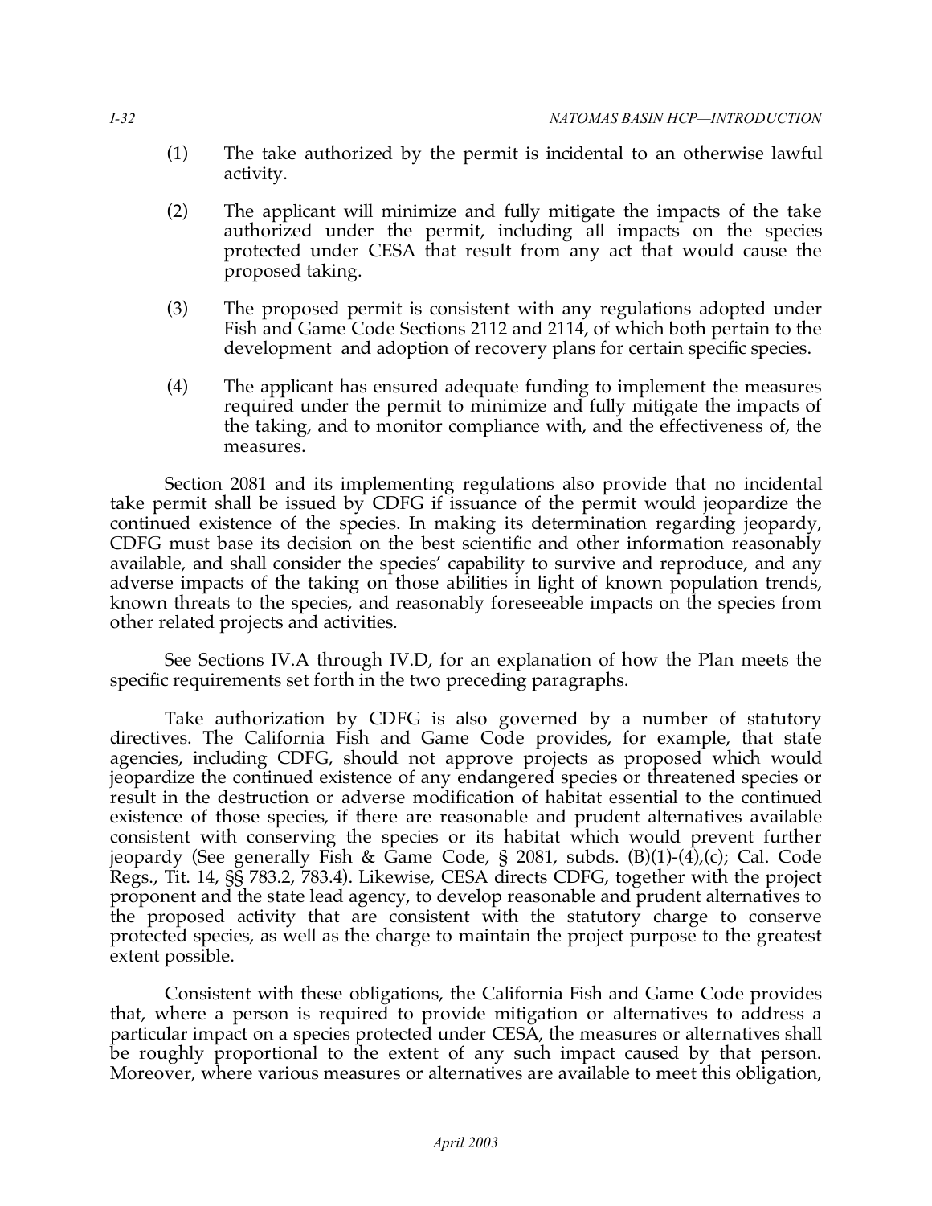(1) The take authorized by the permit is incidental to an otherwise lawful activity.

(2) The applicant will minimize and fully mitigate the impacts of the take authorized under the permit, including all impacts on the species protected under CESA that result from any act that would cause the proposed taking.

(3) The proposed permit is consistent with any regulations adopted under Fish and Game Code Sections 2112 and 2114, of which both pertain to the development and adoption of recovery plans for certain specific species.

(4) The applicant has ensured adequate funding to implement the measures required under the permit to minimize and fully mitigate the impacts of the taking, and to monitor compliance with, and the effectiveness of, the measures.

Section 2081 and its implementing regulations also provide that no incidental take permit shall be issued by CDFG if issuance of the permit would jeopardize the continued existence of the species. In making its determination regarding jeopardy, CDFG must base its decision on the best scientific and other information reasonably available, and shall consider the species' capability to survive and reproduce, and any adverse impacts of the taking on those abilities in light of known population trends, known threats to the species, and reasonably foreseeable impacts on the species from other related projects and activities.

See Sections IV.A through IV.D, for an explanation of how the Plan meets the specific requirements set forth in the two preceding paragraphs.

Take authorization by CDFG is also governed by a number of statutory directives. The California Fish and Game Code provides, for example, that state agencies, including CDFG, should not approve projects as proposed which would jeopardize the continued existence of any endangered species or threatened species or result in the destruction or adverse modification of habitat essential to the continued existence of those species, if there are reasonable and prudent alternatives available consistent with conserving the species or its habitat which would prevent further jeopardy (See generally Fish & Game Code, § 2081, subds. (B)(1)-(4),(c); Cal. Code Regs., Tit. 14, §§ 783.2, 783.4). Likewise, CESA directs CDFG, together with the project proponent and the state lead agency, to develop reasonable and prudent alternatives to the proposed activity that are consistent with the statutory charge to conserve protected species, as well as the charge to maintain the project purpose to the greatest extent possible.

Consistent with these obligations, the California Fish and Game Code provides that, where a person is required to provide mitigation or alternatives to address a particular impact on a species protected under CESA, the measures or alternatives shall be roughly proportional to the extent of any such impact caused by that person. Moreover, where various measures or alternatives are available to meet this obligation,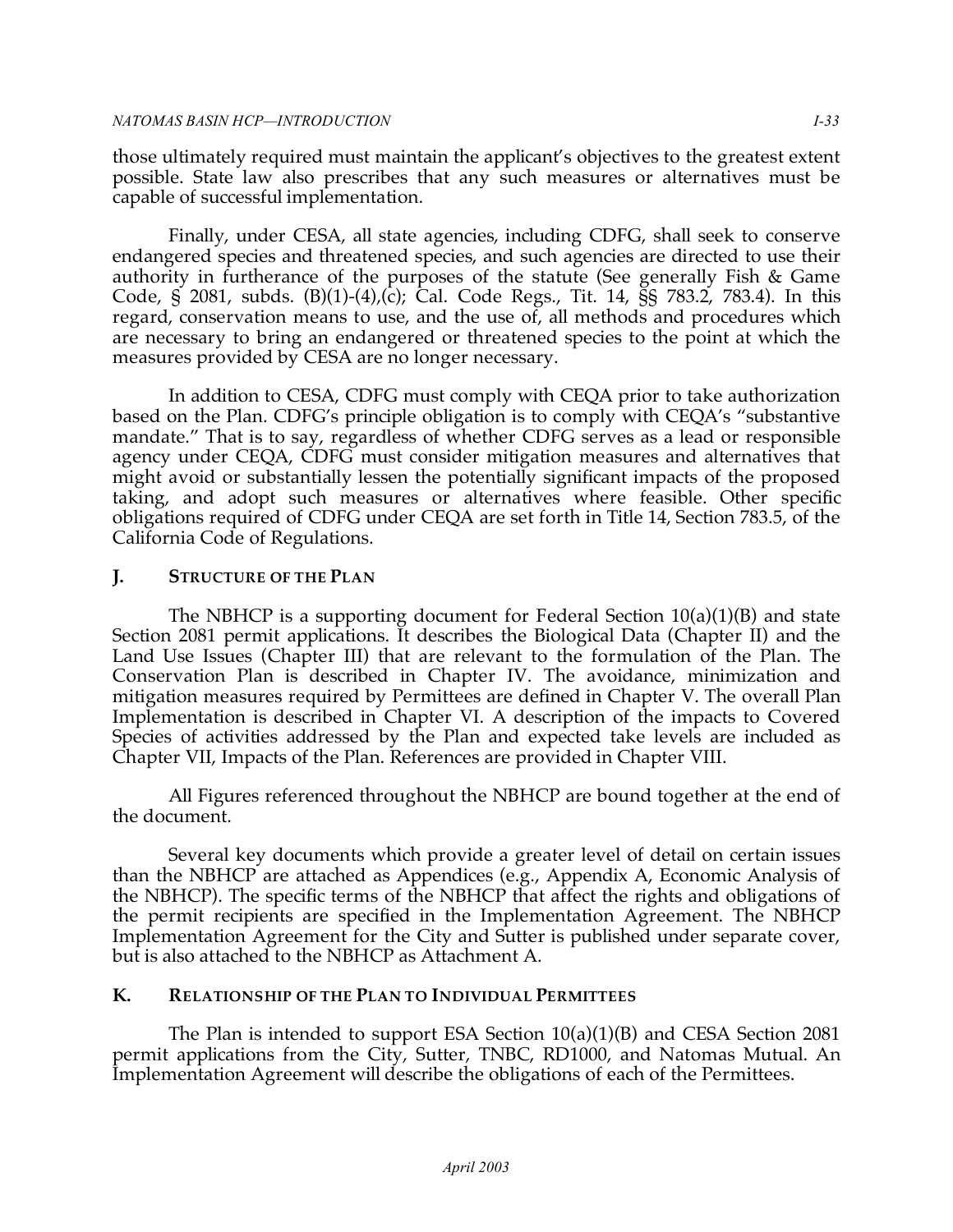those ultimately required must maintain the applicant's objectives to the greatest extent possible. State law also prescribes that any such measures or alternatives must be capable of successful implementation.

Finally, under CESA, all state agencies, including CDFG, shall seek to conserve endangered species and threatened species, and such agencies are directed to use their authority in furtherance of the purposes of the statute (See generally Fish & Game Code, § 2081, subds. (B)(1)-(4),(c); Cal. Code Regs., Tit. 14, §§ 783.2, 783.4). In this regard, conservation means to use, and the use of, all methods and procedures which are necessary to bring an endangered or threatened species to the point at which the measures provided by CESA are no longer necessary.

In addition to CESA, CDFG must comply with CEQA prior to take authorization based on the Plan. CDFG's principle obligation is to comply with CEQA's "substantive mandate." That is to say, regardless of whether CDFG serves as a lead or responsible agency under CEQA, CDFG must consider mitigation measures and alternatives that might avoid or substantially lessen the potentially significant impacts of the proposed taking, and adopt such measures or alternatives where feasible. Other specific obligations required of CDFG under CEQA are set forth in Title 14, Section 783.5, of the California Code of Regulations.

## J. Structure of the Plan

The NBHCP is a supporting document for Federal Section 10(a)(1)(B) and state Section 2081 permit applications. It describes the Biological Data (Chapter II) and the Land Use Issues (Chapter III) that are relevant to the formulation of the Plan. The Conservation Plan is described in Chapter IV. The avoidance, minimization and mitigation measures required by Permittees are defined in Chapter V. The overall Plan Implementation is described in Chapter VI. A description of the impacts to Covered Species of activities addressed by the Plan and expected take levels are included as Chapter VII, Impacts of the Plan. References are provided in Chapter VIII.

All Figures referenced throughout the NBHCP are bound together at the end of the document.

Several key documents which provide a greater level of detail on certain issues than the NBHCP are attached as Appendices (e.g., Appendix A, Economic Analysis of the NBHCP). The specific terms of the NBHCP that affect the rights and obligations of the permit recipients are specified in the Implementation Agreement. The NBHCP Implementation Agreement for the City and Sutter is published under separate cover, but is also attached to the NBHCP as Attachment A.

## K. Relationship of the Plan to Individual Permittees

The Plan is intended to support ESA Section 10(a)(1)(B) and CESA Section 2081 permit applications from the City, Sutter, TNBC, RD1000, and Natomas Mutual. An Implementation Agreement will describe the obligations of each of the Permittees.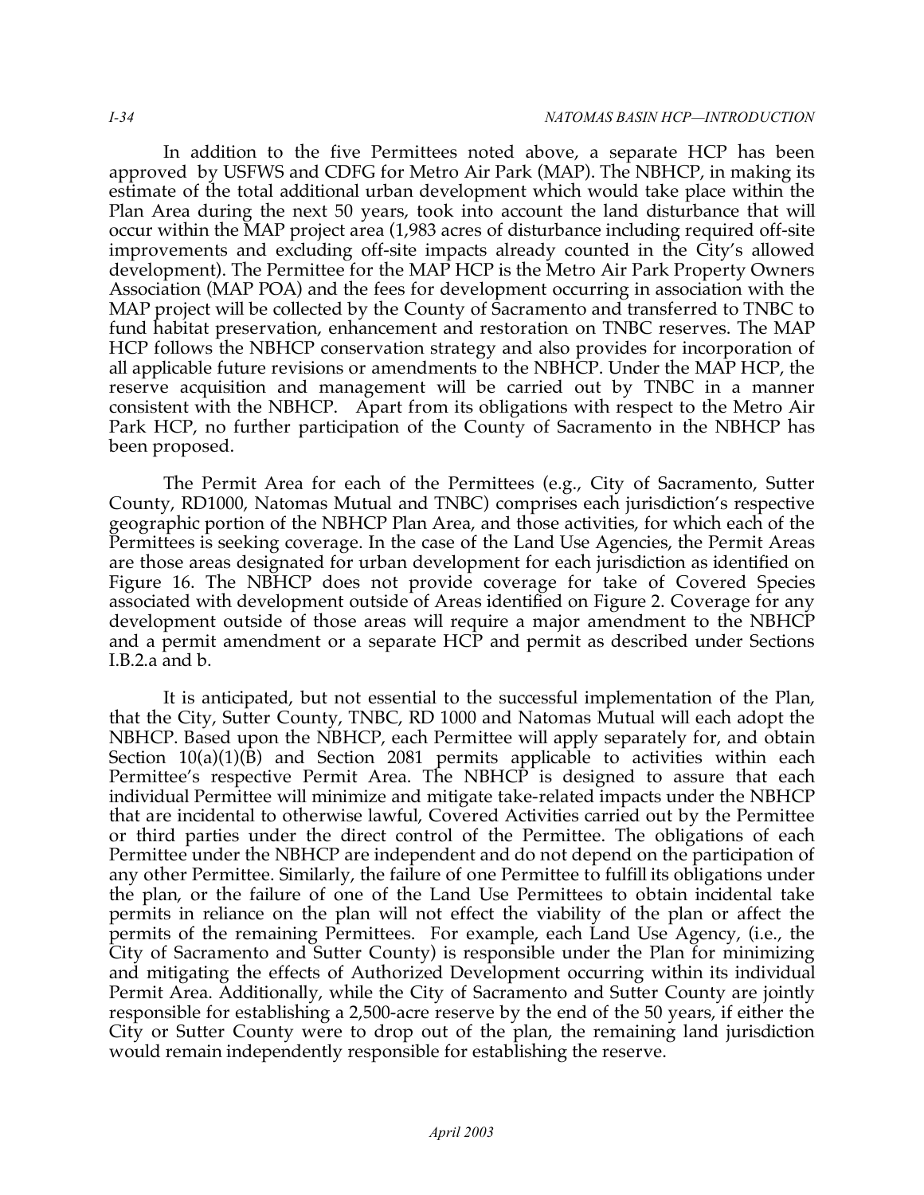In addition to the five Permittees noted above, a separate HCP has been approved by USFWS and CDFG for Metro Air Park (MAP). The NBHCP, in making its estimate of the total additional urban development which would take place within the Plan Area during the next 50 years, took into account the land disturbance that will occur within the MAP project area (1,983 acres of disturbance including required off-site improvements and excluding off-site impacts already counted in the City's allowed development). The Permittee for the MAP HCP is the Metro Air Park Property Owners Association (MAP POA) and the fees for development occurring in association with the MAP project will be collected by the County of Sacramento and transferred to TNBC to fund habitat preservation, enhancement and restoration on TNBC reserves. The MAP HCP follows the NBHCP conservation strategy and also provides for incorporation of all applicable future revisions or amendments to the NBHCP. Under the MAP HCP, the reserve acquisition and management will be carried out by TNBC in a manner consistent with the NBHCP. Apart from its obligations with respect to the Metro Air Park HCP, no further participation of the County of Sacramento in the NBHCP has been proposed.

The Permit Area for each of the Permittees (e.g., City of Sacramento, Sutter County, RD1000, Natomas Mutual and TNBC) comprises each jurisdiction's respective geographic portion of the NBHCP Plan Area, and those activities, for which each of the Permittees is seeking coverage. In the case of the Land Use Agencies, the Permit Areas are those areas designated for urban development for each jurisdiction as identified on Figure 16. The NBHCP does not provide coverage for take of Covered Species associated with development outside of Areas identified on Figure 2. Coverage for any development outside of those areas will require a major amendment to the NBHCP and a permit amendment or a separate HCP and permit as described under Sections I.B.2.a and b.

It is anticipated, but not essential to the successful implementation of the Plan, that the City, Sutter County, TNBC, RD 1000 and Natomas Mutual will each adopt the NBHCP. Based upon the NBHCP, each Permittee will apply separately for, and obtain Section 10(a)(1)(B) and Section 2081 permits applicable to activities within each Permittee's respective Permit Area. The NBHCP is designed to assure that each individual Permittee will minimize and mitigate take-related impacts under the NBHCP that are incidental to otherwise lawful, Covered Activities carried out by the Permittee or third parties under the direct control of the Permittee. The obligations of each Permittee under the NBHCP are independent and do not depend on the participation of any other Permittee. Similarly, the failure of one Permittee to fulfill its obligations under the plan, or the failure of one of the Land Use Permittees to obtain incidental take permits in reliance on the plan will not effect the viability of the plan or affect the permits of the remaining Permittees. For example, each Land Use Agency, (i.e., the City of Sacramento and Sutter County) is responsible under the Plan for minimizing and mitigating the effects of Authorized Development occurring within its individual Permit Area. Additionally, while the City of Sacramento and Sutter County are jointly responsible for establishing a 2,500-acre reserve by the end of the 50 years, if either the City or Sutter County were to drop out of the plan, the remaining land jurisdiction would remain independently responsible for establishing the reserve.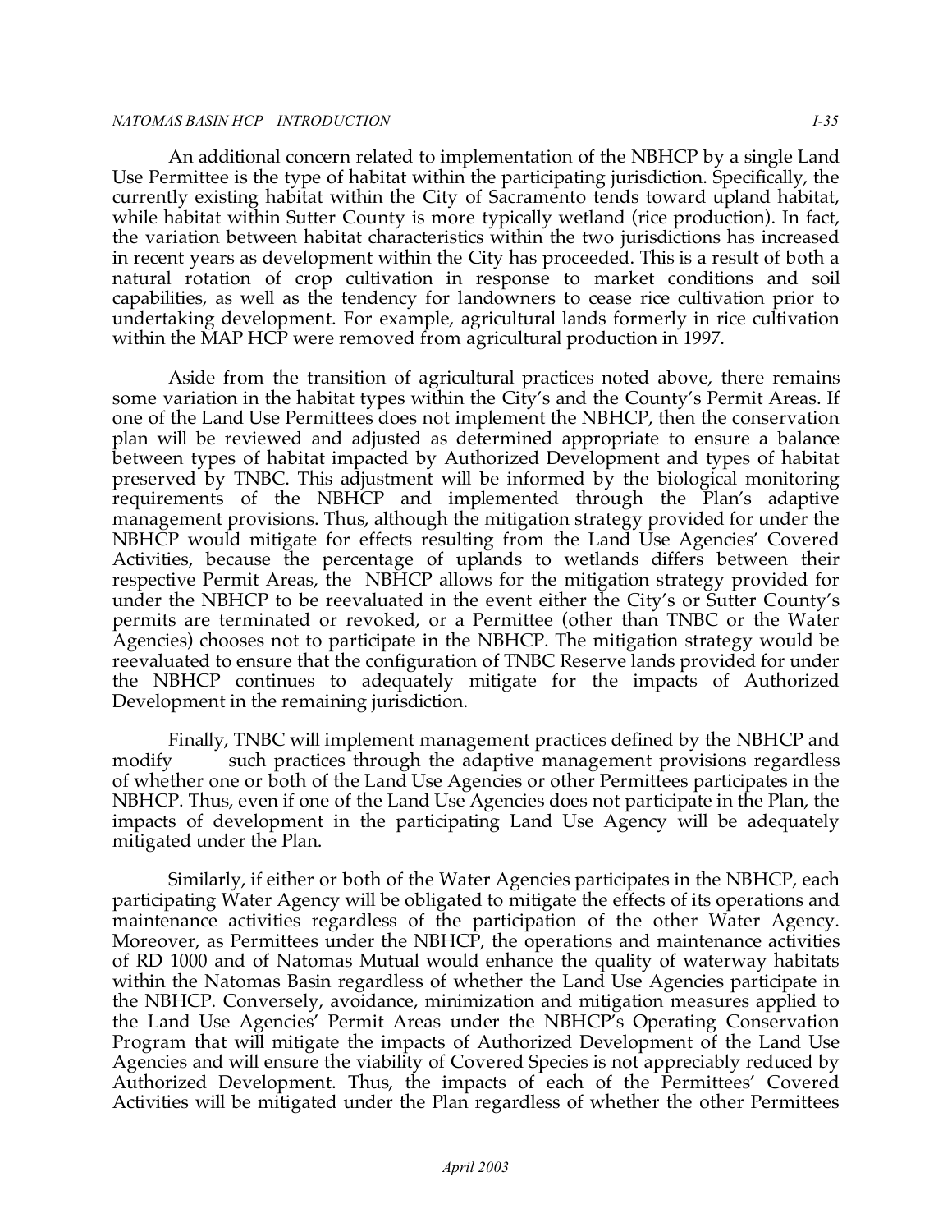An additional concern related to implementation of the NBHCP by a single Land Use Permittee is the type of habitat within the participating jurisdiction. Specifically, the currently existing habitat within the City of Sacramento tends toward upland habitat, while habitat within Sutter County is more typically wetland (rice production). In fact, the variation between habitat characteristics within the two jurisdictions has increased in recent years as development within the City has proceeded. This is a result of both a natural rotation of crop cultivation in response to market conditions and soil capabilities, as well as the tendency for landowners to cease rice cultivation prior to undertaking development. For example, agricultural lands formerly in rice cultivation within the MAP HCP were removed from agricultural production in 1997.

Aside from the transition of agricultural practices noted above, there remains some variation in the habitat types within the City's and the County's Permit Areas. If one of the Land Use Permittees does not implement the NBHCP, then the conservation plan will be reviewed and adjusted as determined appropriate to ensure a balance between types of habitat impacted by Authorized Development and types of habitat preserved by TNBC. This adjustment will be informed by the biological monitoring requirements of the NBHCP and implemented through the Plan's adaptive management provisions. Thus, although the mitigation strategy provided for under the NBHCP would mitigate for effects resulting from the Land Use Agencies' Covered Activities, because the percentage of uplands to wetlands differs between their respective Permit Areas, the NBHCP allows for the mitigation strategy provided for under the NBHCP to be reevaluated in the event either the City's or Sutter County's permits are terminated or revoked, or a Permittee (other than TNBC or the Water Agencies) chooses not to participate in the NBHCP. The mitigation strategy would be reevaluated to ensure that the configuration of TNBC Reserve lands provided for under the NBHCP continues to adequately mitigate for the impacts of Authorized Development in the remaining jurisdiction.

Finally, TNBC will implement management practices defined by the NBHCP and modify such practices through the adaptive management provisions regardless of whether one or both of the Land Use Agencies or other Permittees participates in the NBHCP. Thus, even if one of the Land Use Agencies does not participate in the Plan, the impacts of development in the participating Land Use Agency will be adequately mitigated under the Plan.

Similarly, if either or both of the Water Agencies participates in the NBHCP, each participating Water Agency will be obligated to mitigate the effects of its operations and maintenance activities regardless of the participation of the other Water Agency. Moreover, as Permittees under the NBHCP, the operations and maintenance activities of RD 1000 and of Natomas Mutual would enhance the quality of waterway habitats within the Natomas Basin regardless of whether the Land Use Agencies participate in the NBHCP. Conversely, avoidance, minimization and mitigation measures applied to the Land Use Agencies' Permit Areas under the NBHCP's Operating Conservation Program that will mitigate the impacts of Authorized Development of the Land Use Agencies and will ensure the viability of Covered Species is not appreciably reduced by Authorized Development. Thus, the impacts of each of the Permittees' Covered Activities will be mitigated under the Plan regardless of whether the other Permittees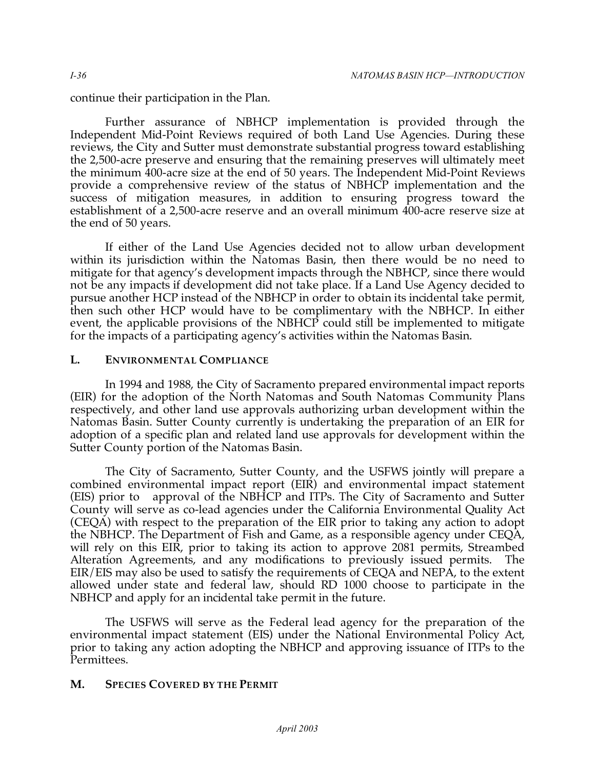continue their participation in the Plan.

Further assurance of NBHCP implementation is provided through the Independent Mid-Point Reviews required of both Land Use Agencies. During these reviews, the City and Sutter must demonstrate substantial progress toward establishing the 2,500-acre preserve and ensuring that the remaining preserves will ultimately meet the minimum 400-acre size at the end of 50 years. The Independent Mid-Point Reviews provide a comprehensive review of the status of NBHCP implementation and the success of mitigation measures, in addition to ensuring progress toward the establishment of a 2,500-acre reserve and an overall minimum 400-acre reserve size at the end of 50 years.

If either of the Land Use Agencies decided not to allow urban development within its jurisdiction within the Natomas Basin, then there would be no need to mitigate for that agency's development impacts through the NBHCP, since there would not be any impacts if development did not take place. If a Land Use Agency decided to pursue another HCP instead of the NBHCP in order to obtain its incidental take permit, then such other HCP would have to be complimentary with the NBHCP. In either event, the applicable provisions of the NBHCP could still be implemented to mitigate for the impacts of a participating agency's activities within the Natomas Basin.

## L. Environmental Compliance

In 1994 and 1988, the City of Sacramento prepared environmental impact reports (EIR) for the adoption of the North Natomas and South Natomas Community Plans respectively, and other land use approvals authorizing urban development within the Natomas Basin. Sutter County currently is undertaking the preparation of an EIR for adoption of a specific plan and related land use approvals for development within the Sutter County portion of the Natomas Basin.

The City of Sacramento, Sutter County, and the USFWS jointly will prepare a combined environmental impact report (EIR) and environmental impact statement (EIS) prior to approval of the NBHCP and ITPs. The City of Sacramento and Sutter County will serve as co-lead agencies under the California Environmental Quality Act (CEQA) with respect to the preparation of the EIR prior to taking any action to adopt the NBHCP. The Department of Fish and Game, as a responsible agency under CEQA, will rely on this EIR, prior to taking its action to approve 2081 permits, Streambed Alteration Agreements, and any modifications to previously issued permits. The EIR/EIS may also be used to satisfy the requirements of CEQA and NEPA, to the extent allowed under state and federal law, should RD 1000 choose to participate in the NBHCP and apply for an incidental take permit in the future.

The USFWS will serve as the Federal lead agency for the preparation of the environmental impact statement (EIS) under the National Environmental Policy Act, prior to taking any action adopting the NBHCP and approving issuance of ITPs to the Permittees.

## M. Species Covered by the Permit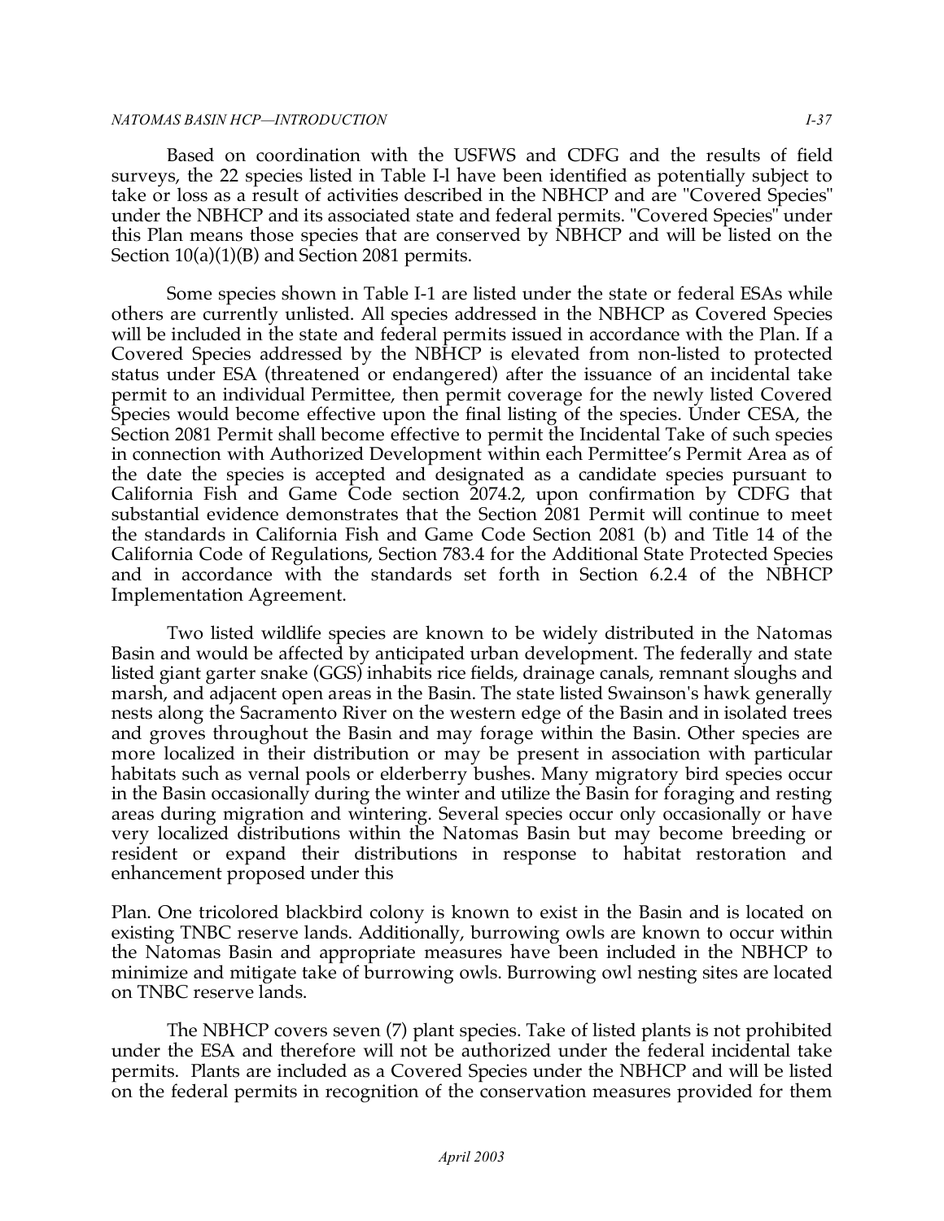Based on coordination with the USFWS and CDFG and the results of field surveys, the 22 species listed in Table I-l have been identified as potentially subject to take or loss as a result of activities described in the NBHCP and are "Covered Species" under the NBHCP and its associated state and federal permits. "Covered Species" under this Plan means those species that are conserved by NBHCP and will be listed on the Section 10(a)(1)(B) and Section 2081 permits.

Some species shown in Table I-1 are listed under the state or federal ESAs while others are currently unlisted. All species addressed in the NBHCP as Covered Species will be included in the state and federal permits issued in accordance with the Plan. If a Covered Species addressed by the NBHCP is elevated from non-listed to protected status under ESA (threatened or endangered) after the issuance of an incidental take permit to an individual Permittee, then permit coverage for the newly listed Covered Species would become effective upon the final listing of the species. Under CESA, the Section 2081 Permit shall become effective to permit the Incidental Take of such species in connection with Authorized Development within each Permittee's Permit Area as of the date the species is accepted and designated as a candidate species pursuant to California Fish and Game Code section 2074.2, upon confirmation by CDFG that substantial evidence demonstrates that the Section 2081 Permit will continue to meet the standards in California Fish and Game Code Section 2081 (b) and Title 14 of the California Code of Regulations, Section 783.4 for the Additional State Protected Species and in accordance with the standards set forth in Section 6.2.4 of the NBHCP Implementation Agreement.

Two listed wildlife species are known to be widely distributed in the Natomas Basin and would be affected by anticipated urban development. The federally and state listed giant garter snake (GGS) inhabits rice fields, drainage canals, remnant sloughs and marsh, and adjacent open areas in the Basin. The state listed Swainson's hawk generally nests along the Sacramento River on the western edge of the Basin and in isolated trees and groves throughout the Basin and may forage within the Basin. Other species are more localized in their distribution or may be present in association with particular habitats such as vernal pools or elderberry bushes. Many migratory bird species occur in the Basin occasionally during the winter and utilize the Basin for foraging and resting areas during migration and wintering. Several species occur only occasionally or have very localized distributions within the Natomas Basin but may become breeding or resident or expand their distributions in response to habitat restoration and enhancement proposed under this Plan. One tricolored blackbird colony is known to exist in the Basin and is located on existing TNBC reserve lands. Additionally, burrowing owls are known to occur within the Natomas Basin and appropriate measures have been included in the NBHCP to minimize and mitigate take of burrowing owls. Burrowing owl nesting sites are located on TNBC reserve lands.

The NBHCP covers seven (7) plant species. Take of listed plants is not prohibited under the ESA and therefore will not be authorized under the federal incidental take permits. Plants are included as a Covered Species under the NBHCP and will be listed on the federal permits in recognition of the conservation measures provided for them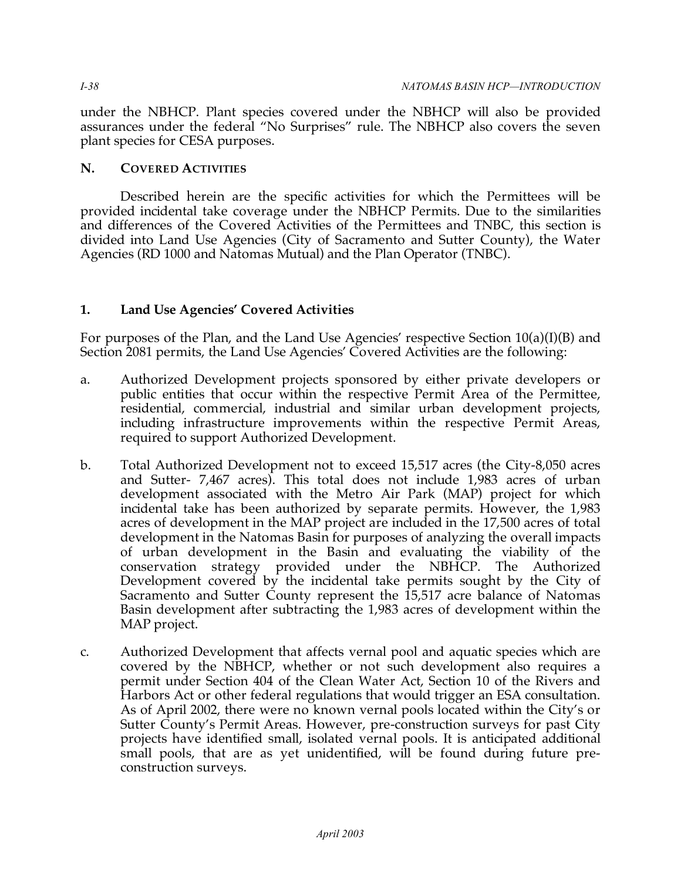under the NBHCP. Plant species covered under the NBHCP will also be provided assurances under the federal "No Surprises" rule. The NBHCP also covers the seven plant species for CESA purposes.

## N. COVERED ACTIVITIES

Described herein are the specific activities for which the Permittees will be provided incidental take coverage under the NBHCP Permits. Due to the similarities and differences of the Covered Activities of the Permittees and TNBC, this section is divided into Land Use Agencies (City of Sacramento and Sutter County), the Water Agencies (RD 1000 and Natomas Mutual) and the Plan Operator (TNBC).

### 1. Land Use Agencies' Covered Activities

For purposes of the Plan, and the Land Use Agencies' respective Section 10(a)(I)(B) and Section 2081 permits, the Land Use Agencies' Covered Activities are the following:

a. Authorized Development projects sponsored by either private developers or public entities that occur within the respective Permit Area of the Permittee, residential, commercial, industrial and similar urban development projects, including infrastructure improvements within the respective Permit Areas, required to support Authorized Development.

b. Total Authorized Development not to exceed 15,517 acres (the City-8,050 acres and Sutter- 7,467 acres). This total does not include 1,983 acres of urban development associated with the Metro Air Park (MAP) project for which incidental take has been authorized by separate permits. However, the 1,983 acres of development in the MAP project are included in the 17,500 acres of total development in the Natomas Basin for purposes of analyzing the overall impacts of urban development in the Basin and evaluating the viability of the conservation strategy provided under the NBHCP. The Authorized Development covered by the incidental take permits sought by the City of Sacramento and Sutter County represent the 15,517 acre balance of Natomas Basin development after subtracting the 1,983 acres of development within the MAP project.

c. Authorized Development that affects vernal pool and aquatic species which are covered by the NBHCP, whether or not such development also requires a permit under Section 404 of the Clean Water Act, Section 10 of the Rivers and Harbors Act or other federal regulations that would trigger an ESA consultation. As of April 2002, there were no known vernal pools located within the City's or Sutter County's Permit Areas. However, pre-construction surveys for past City projects have identified small, isolated vernal pools. It is anticipated additional small pools, that are as yet unidentified, will be found during future pre-construction surveys.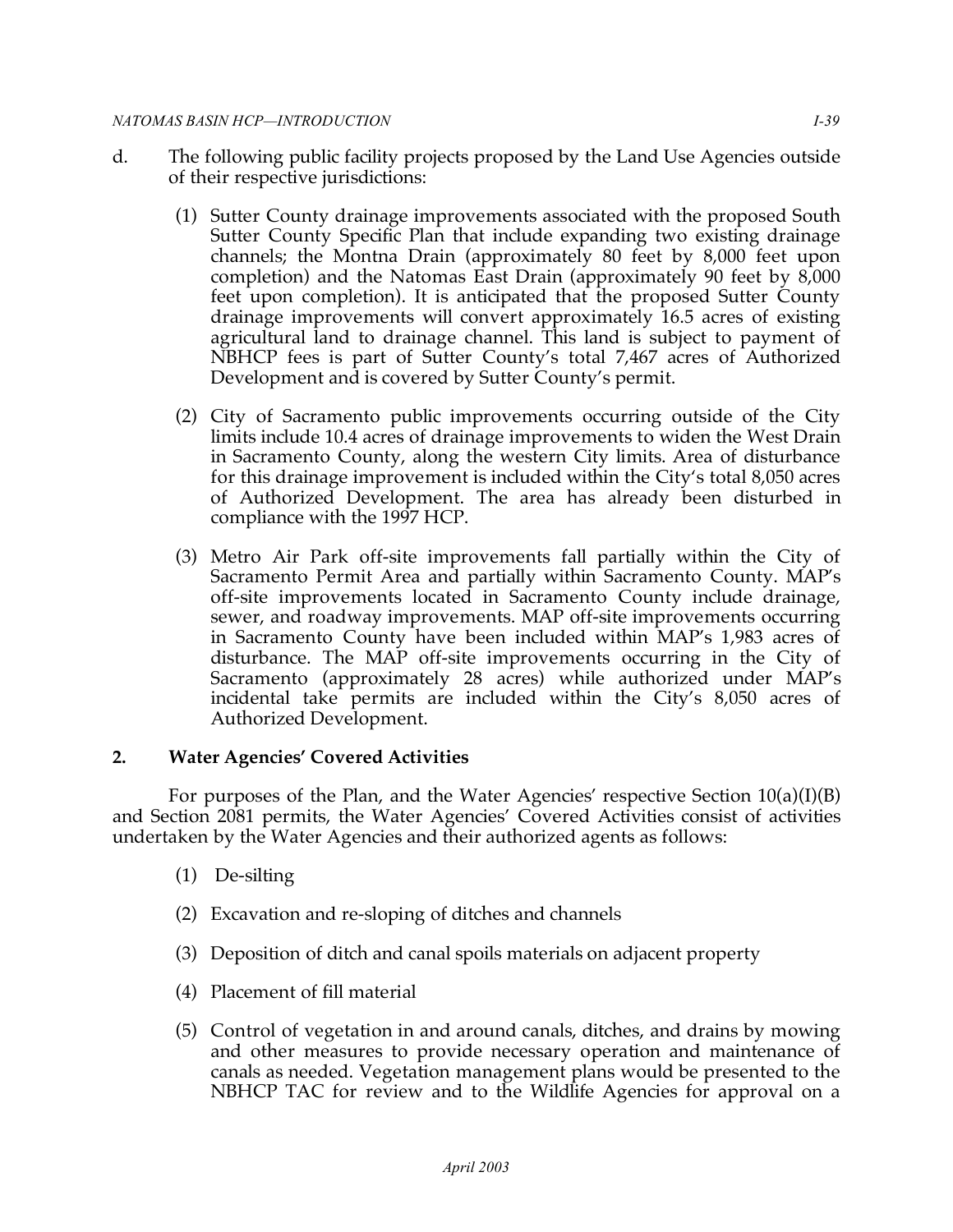d. The following public facility projects proposed by the Land Use Agencies outside of their respective jurisdictions:

   (1) Sutter County drainage improvements associated with the proposed South Sutter County Specific Plan that include expanding two existing drainage channels; the Montna Drain (approximately 80 feet by 8,000 feet upon completion) and the Natomas East Drain (approximately 90 feet by 8,000 feet upon completion). It is anticipated that the proposed Sutter County drainage improvements will convert approximately 16.5 acres of existing agricultural land to drainage channel. This land is subject to payment of NBHCP fees is part of Sutter County's total 7,467 acres of Authorized Development and is covered by Sutter County's permit.

   (2) City of Sacramento public improvements occurring outside of the City limits include 10.4 acres of drainage improvements to widen the West Drain in Sacramento County, along the western City limits. Area of disturbance for this drainage improvement is included within the City's total 8,050 acres of Authorized Development. The area has already been disturbed in compliance with the 1997 HCP.

   (3) Metro Air Park off-site improvements fall partially within the City of Sacramento Permit Area and partially within Sacramento County. MAP's off-site improvements located in Sacramento County include drainage, sewer, and roadway improvements. MAP off-site improvements occurring in Sacramento County have been included within MAP's 1,983 acres of disturbance. The MAP off-site improvements occurring in the City of Sacramento (approximately 28 acres) while authorized under MAP's incidental take permits are included within the City's 8,050 acres of Authorized Development.

**2. Water Agencies' Covered Activities**

For purposes of the Plan, and the Water Agencies' respective Section 10(a)(I)(B) and Section 2081 permits, the Water Agencies' Covered Activities consist of activities undertaken by the Water Agencies and their authorized agents as follows:

(1) De-silting

(2) Excavation and re-sloping of ditches and channels

(3) Deposition of ditch and canal spoils materials on adjacent property

(4) Placement of fill material

(5) Control of vegetation in and around canals, ditches, and drains by mowing and other measures to provide necessary operation and maintenance of canals as needed. Vegetation management plans would be presented to the NBHCP TAC for review and to the Wildlife Agencies for approval on a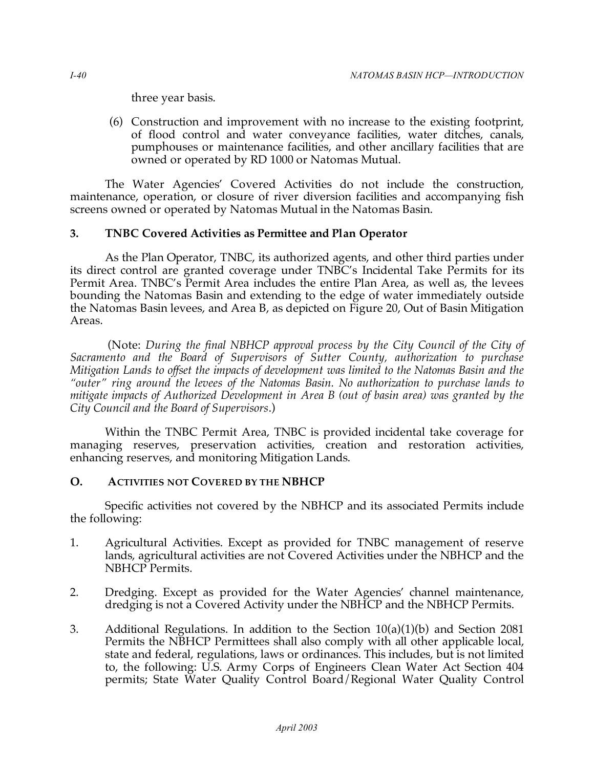three year basis.

(6) Construction and improvement with no increase to the existing footprint, of flood control and water conveyance facilities, water ditches, canals, pumphouses or maintenance facilities, and other ancillary facilities that are owned or operated by RD 1000 or Natomas Mutual.

The Water Agencies' Covered Activities do not include the construction, maintenance, operation, or closure of river diversion facilities and accompanying fish screens owned or operated by Natomas Mutual in the Natomas Basin.

### 3. TNBC Covered Activities as Permittee and Plan Operator

As the Plan Operator, TNBC, its authorized agents, and other third parties under its direct control are granted coverage under TNBC's Incidental Take Permits for its Permit Area. TNBC's Permit Area includes the entire Plan Area, as well as, the levees bounding the Natomas Basin and extending to the edge of water immediately outside the Natomas Basin levees, and Area B, as depicted on Figure 20, Out of Basin Mitigation Areas.

(Note: *During the final NBHCP approval process by the City Council of the City of Sacramento and the Board of Supervisors of Sutter County, authorization to purchase Mitigation Lands to offset the impacts of development was limited to the Natomas Basin and the "outer" ring around the levees of the Natomas Basin. No authorization to purchase lands to mitigate impacts of Authorized Development in Area B (out of basin area) was granted by the City Council and the Board of Supervisors*.)

Within the TNBC Permit Area, TNBC is provided incidental take coverage for managing reserves, preservation activities, creation and restoration activities, enhancing reserves, and monitoring Mitigation Lands.

## O. Activities Not Covered by the NBHCP

Specific activities not covered by the NBHCP and its associated Permits include the following:

1. Agricultural Activities. Except as provided for TNBC management of reserve lands, agricultural activities are not Covered Activities under the NBHCP and the NBHCP Permits.

2. Dredging. Except as provided for the Water Agencies' channel maintenance, dredging is not a Covered Activity under the NBHCP and the NBHCP Permits.

3. Additional Regulations. In addition to the Section 10(a)(1)(b) and Section 2081 Permits the NBHCP Permittees shall also comply with all other applicable local, state and federal, regulations, laws or ordinances. This includes, but is not limited to, the following: U.S. Army Corps of Engineers Clean Water Act Section 404 permits; State Water Quality Control Board/Regional Water Quality Control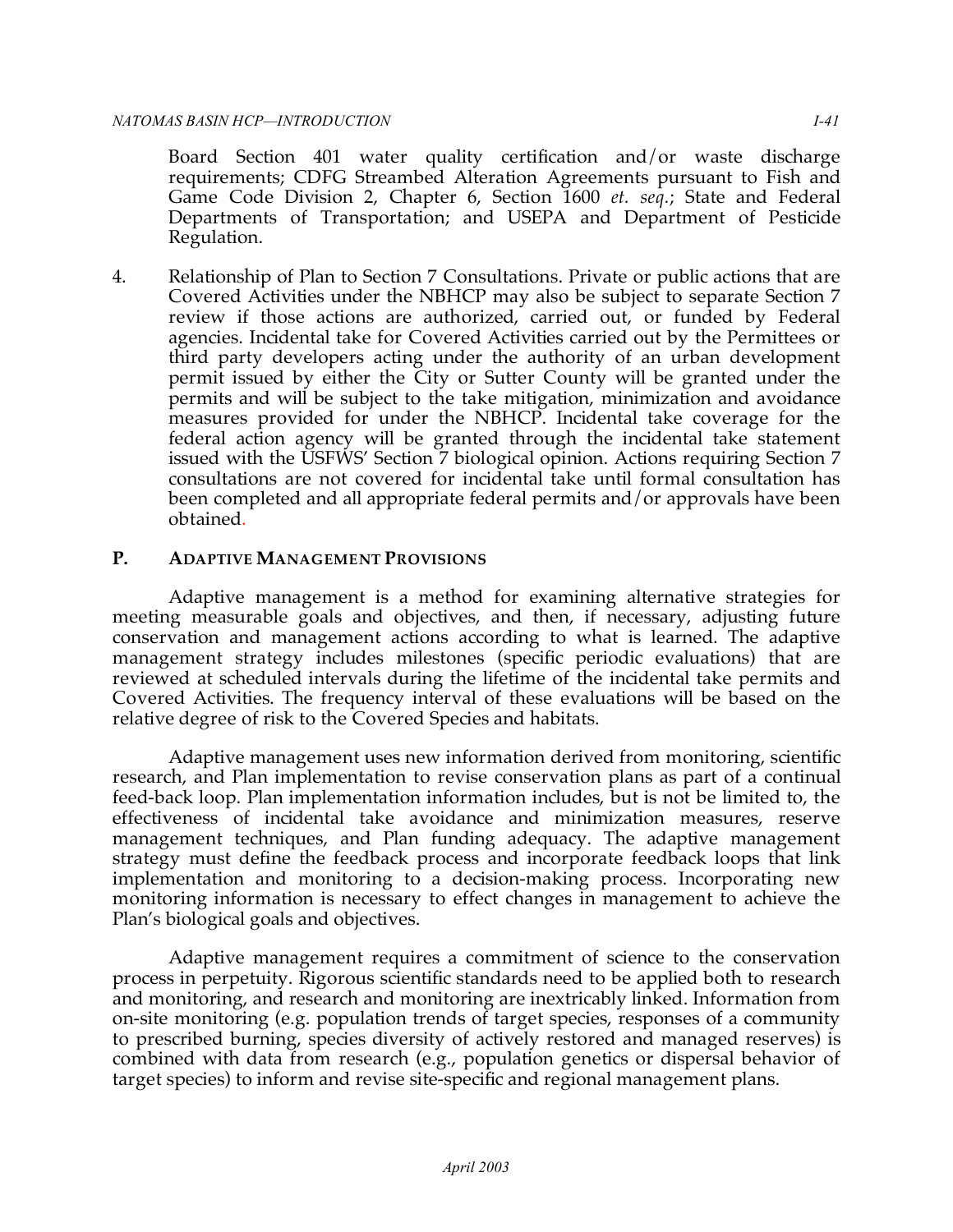Board Section 401 water quality certification and/or waste discharge requirements; CDFG Streambed Alteration Agreements pursuant to Fish and Game Code Division 2, Chapter 6, Section 1600 *et. seq.*; State and Federal Departments of Transportation; and USEPA and Department of Pesticide Regulation.

4. Relationship of Plan to Section 7 Consultations. Private or public actions that are Covered Activities under the NBHCP may also be subject to separate Section 7 review if those actions are authorized, carried out, or funded by Federal agencies. Incidental take for Covered Activities carried out by the Permittees or third party developers acting under the authority of an urban development permit issued by either the City or Sutter County will be granted under the permits and will be subject to the take mitigation, minimization and avoidance measures provided for under the NBHCP. Incidental take coverage for the federal action agency will be granted through the incidental take statement issued with the USFWS' Section 7 biological opinion. Actions requiring Section 7 consultations are not covered for incidental take until formal consultation has been completed and all appropriate federal permits and/or approvals have been obtained.

## P. Adaptive Management Provisions

Adaptive management is a method for examining alternative strategies for meeting measurable goals and objectives, and then, if necessary, adjusting future conservation and management actions according to what is learned. The adaptive management strategy includes milestones (specific periodic evaluations) that are reviewed at scheduled intervals during the lifetime of the incidental take permits and Covered Activities. The frequency interval of these evaluations will be based on the relative degree of risk to the Covered Species and habitats.

Adaptive management uses new information derived from monitoring, scientific research, and Plan implementation to revise conservation plans as part of a continual feed-back loop. Plan implementation information includes, but is not be limited to, the effectiveness of incidental take avoidance and minimization measures, reserve management techniques, and Plan funding adequacy. The adaptive management strategy must define the feedback process and incorporate feedback loops that link implementation and monitoring to a decision-making process. Incorporating new monitoring information is necessary to effect changes in management to achieve the Plan's biological goals and objectives.

Adaptive management requires a commitment of science to the conservation process in perpetuity. Rigorous scientific standards need to be applied both to research and monitoring, and research and monitoring are inextricably linked. Information from on-site monitoring (e.g. population trends of target species, responses of a community to prescribed burning, species diversity of actively restored and managed reserves) is combined with data from research (e.g., population genetics or dispersal behavior of target species) to inform and revise site-specific and regional management plans.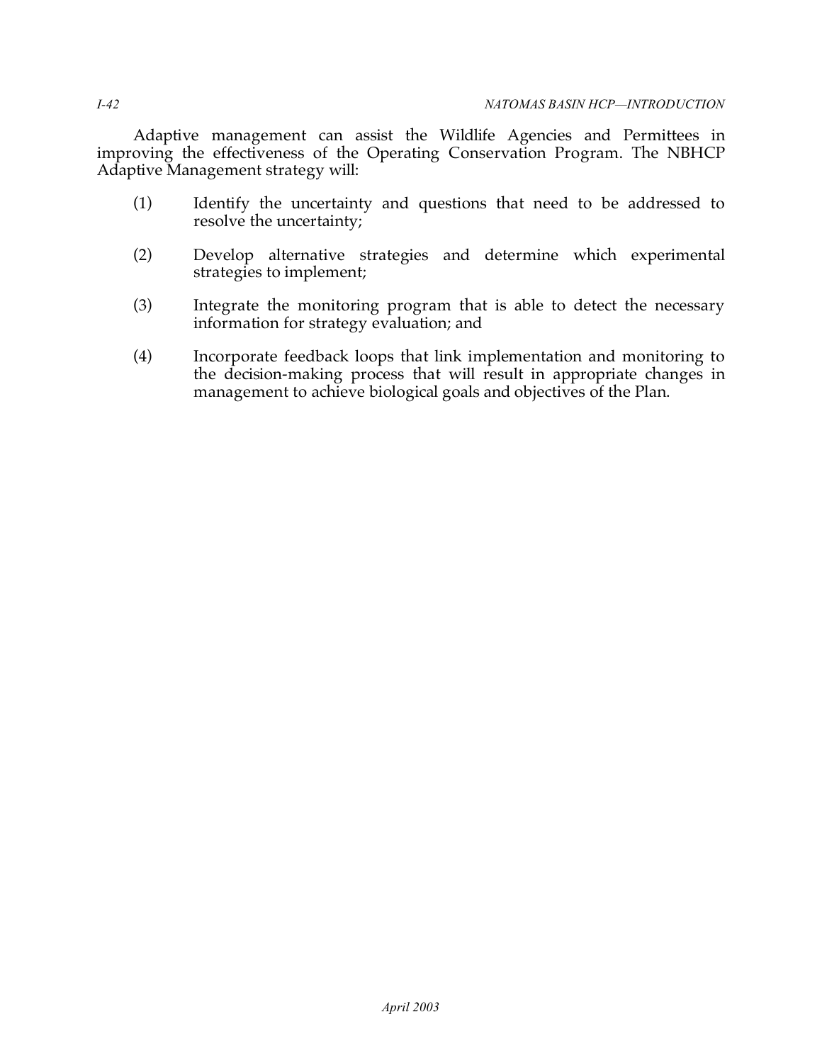Adaptive management can assist the Wildlife Agencies and Permittees in improving the effectiveness of the Operating Conservation Program. The NBHCP Adaptive Management strategy will:

(1) Identify the uncertainty and questions that need to be addressed to resolve the uncertainty;

(2) Develop alternative strategies and determine which experimental strategies to implement;

(3) Integrate the monitoring program that is able to detect the necessary information for strategy evaluation; and

(4) Incorporate feedback loops that link implementation and monitoring to the decision-making process that will result in appropriate changes in management to achieve biological goals and objectives of the Plan.